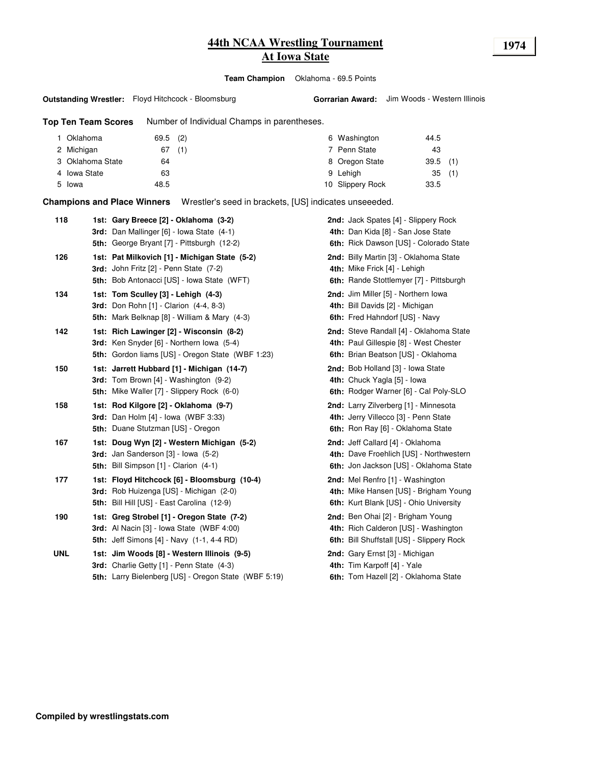# 44th NCAA Wrestling Tournament
## At Iowa State

**1974**

**Team Champion** Oklahoma - 69.5 Points

**Outstanding Wrestler:** Floyd Hitchcock - Bloomsburg  **Gorrarian Award:** Jim Woods - Western Illinois

**Top Ten Team Scores** Number of Individual Champs in parentheses.

| Rank | Team | Points | Champs |
|---|---|---|---|
| 1 | Oklahoma | 69.5 | (2) |
| 2 | Michigan | 67 | (1) |
| 3 | Oklahoma State | 64 | |
| 4 | Iowa State | 63 | |
| 5 | Iowa | 48.5 | |
| 6 | Washington | 44.5 | |
| 7 | Penn State | 43 | |
| 8 | Oregon State | 39.5 | (1) |
| 9 | Lehigh | 35 | (1) |
| 10 | Slippery Rock | 33.5 | |

**Champions and Place Winners** Wrestler's seed in brackets, [US] indicates unseeeded.

**118**
- **1st: Gary Breece [2] - Oklahoma (3-2)**
- **2nd:** Jack Spates [4] - Slippery Rock
- **3rd:** Dan Mallinger [6] - Iowa State (4-1)
- **4th:** Dan Kida [8] - San Jose State
- **5th:** George Bryant [7] - Pittsburgh (12-2)
- **6th:** Rick Dawson [US] - Colorado State

**126**
- **1st: Pat Milkovich [1] - Michigan State (5-2)**
- **2nd:** Billy Martin [3] - Oklahoma State
- **3rd:** John Fritz [2] - Penn State (7-2)
- **4th:** Mike Frick [4] - Lehigh
- **5th:** Bob Antonacci [US] - Iowa State (WFT)
- **6th:** Rande Stottlemyer [7] - Pittsburgh

**134**
- **1st: Tom Sculley [3] - Lehigh (4-3)**
- **2nd:** Jim Miller [5] - Northern Iowa
- **3rd:** Don Rohn [1] - Clarion (4-4, 8-3)
- **4th:** Bill Davids [2] - Michigan
- **5th:** Mark Belknap [8] - William & Mary (4-3)
- **6th:** Fred Hahndorf [US] - Navy

**142**
- **1st: Rich Lawinger [2] - Wisconsin (8-2)**
- **2nd:** Steve Randall [4] - Oklahoma State
- **3rd:** Ken Snyder [6] - Northern Iowa (5-4)
- **4th:** Paul Gillespie [8] - West Chester
- **5th:** Gordon Iiams [US] - Oregon State (WBF 1:23)
- **6th:** Brian Beatson [US] - Oklahoma

**150**
- **1st: Jarrett Hubbard [1] - Michigan (14-7)**
- **2nd:** Bob Holland [3] - Iowa State
- **3rd:** Tom Brown [4] - Washington (9-2)
- **4th:** Chuck Yagla [5] - Iowa
- **5th:** Mike Waller [7] - Slippery Rock (6-0)
- **6th:** Rodger Warner [6] - Cal Poly-SLO

**158**
- **1st: Rod Kilgore [2] - Oklahoma (9-7)**
- **2nd:** Larry Zilverberg [1] - Minnesota
- **3rd:** Dan Holm [4] - Iowa (WBF 3:33)
- **4th:** Jerry Villecco [3] - Penn State
- **5th:** Duane Stutzman [US] - Oregon
- **6th:** Ron Ray [6] - Oklahoma State

**167**
- **1st: Doug Wyn [2] - Western Michigan (5-2)**
- **2nd:** Jeff Callard [4] - Oklahoma
- **3rd:** Jan Sanderson [3] - Iowa (5-2)
- **4th:** Dave Froehlich [US] - Northwestern
- **5th:** Bill Simpson [1] - Clarion (4-1)
- **6th:** Jon Jackson [US] - Oklahoma State

**177**
- **1st: Floyd Hitchcock [6] - Bloomsburg (10-4)**
- **2nd:** Mel Renfro [1] - Washington
- **3rd:** Rob Huizenga [US] - Michigan (2-0)
- **4th:** Mike Hansen [US] - Brigham Young
- **5th:** Bill Hill [US] - East Carolina (12-9)
- **6th:** Kurt Blank [US] - Ohio University

**190**
- **1st: Greg Strobel [1] - Oregon State (7-2)**
- **2nd:** Ben Ohai [2] - Brigham Young
- **3rd:** Al Nacin [3] - Iowa State (WBF 4:00)
- **4th:** Rich Calderon [US] - Washington
- **5th:** Jeff Simons [4] - Navy (1-1, 4-4 RD)
- **6th:** Bill Shuffstall [US] - Slippery Rock

**UNL**
- **1st: Jim Woods [8] - Western Illinois (9-5)**
- **2nd:** Gary Ernst [3] - Michigan
- **3rd:** Charlie Getty [1] - Penn State (4-3)
- **4th:** Tim Karpoff [4] - Yale
- **5th:** Larry Bielenberg [US] - Oregon State (WBF 5:19)
- **6th:** Tom Hazell [2] - Oklahoma State

**Compiled by wrestlingstats.com**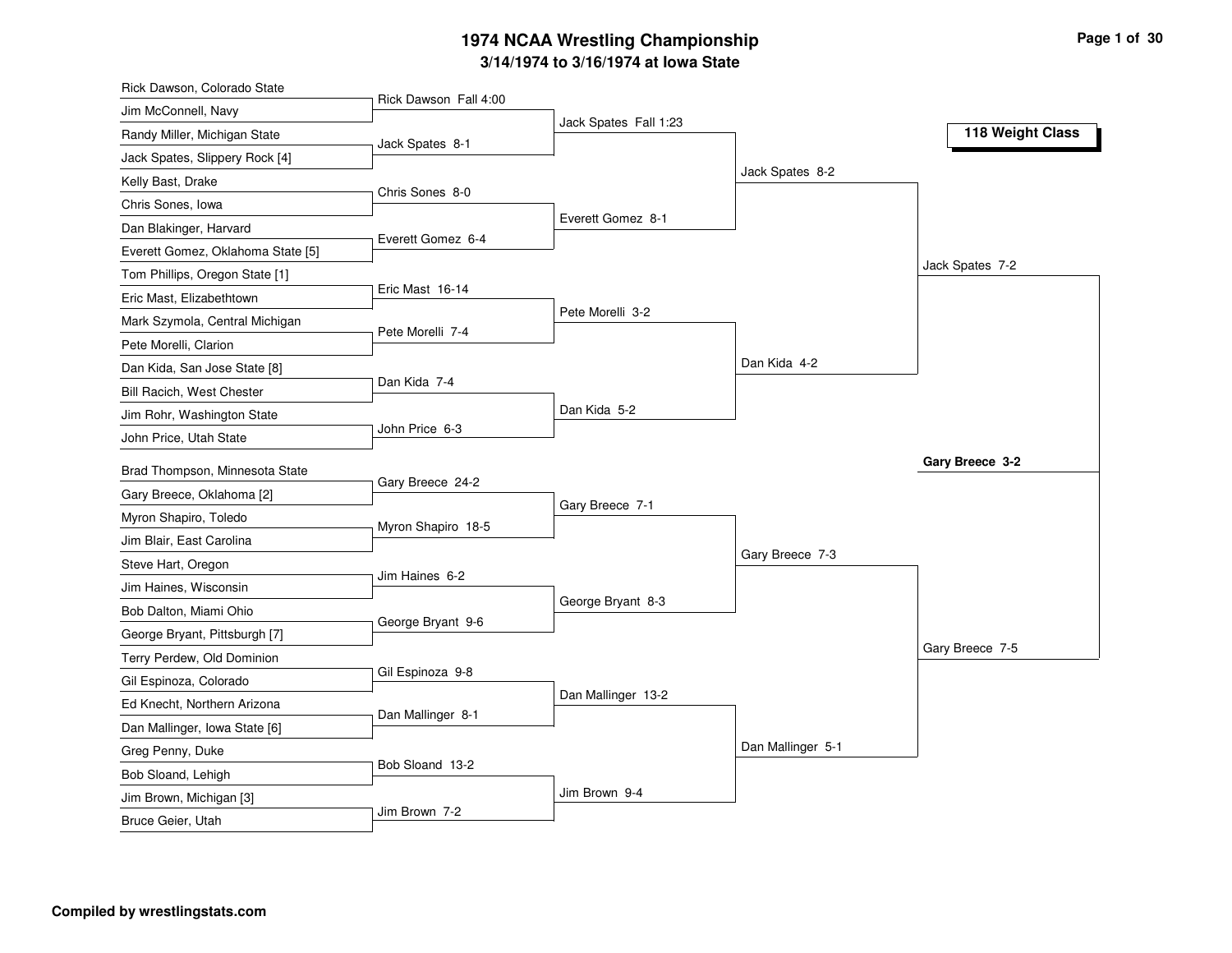# 1974 NCAA Wrestling Championship

## 3/14/1974 to 3/16/1974 at Iowa State

### 118 Weight Class

**First Round**

- Rick Dawson, Colorado State vs. Jim McConnell, Navy — Rick Dawson Fall 4:00
- Randy Miller, Michigan State vs. Jack Spates, Slippery Rock [4] — Jack Spates 8-1
- Kelly Bast, Drake vs. Chris Sones, Iowa — Chris Sones 8-0
- Dan Blakinger, Harvard vs. Everett Gomez, Oklahoma State [5] — Everett Gomez 6-4
- Tom Phillips, Oregon State [1] vs. Eric Mast, Elizabethtown — Eric Mast 16-14
- Mark Szymola, Central Michigan vs. Pete Morelli, Clarion — Pete Morelli 7-4
- Dan Kida, San Jose State [8] vs. Bill Racich, West Chester — Dan Kida 7-4
- Jim Rohr, Washington State vs. John Price, Utah State — John Price 6-3
- Brad Thompson, Minnesota State vs. Gary Breece, Oklahoma [2] — Gary Breece 24-2
- Myron Shapiro, Toledo vs. Jim Blair, East Carolina — Myron Shapiro 18-5
- Steve Hart, Oregon vs. Jim Haines, Wisconsin — Jim Haines 6-2
- Bob Dalton, Miami Ohio vs. George Bryant, Pittsburgh [7] — George Bryant 9-6
- Terry Perdew, Old Dominion vs. Gil Espinoza, Colorado — Gil Espinoza 9-8
- Ed Knecht, Northern Arizona vs. Dan Mallinger, Iowa State [6] — Dan Mallinger 8-1
- Greg Penny, Duke vs. Bob Sloand, Lehigh — Bob Sloand 13-2
- Jim Brown, Michigan [3] vs. Bruce Geier, Utah — Jim Brown 7-2

**Second Round**

- Jack Spates Fall 1:23
- Everett Gomez 8-1
- Pete Morelli 3-2
- Dan Kida 5-2
- Gary Breece 7-1
- George Bryant 8-3
- Dan Mallinger 13-2
- Jim Brown 9-4

**Quarterfinals**

- Jack Spates 8-2
- Dan Kida 4-2
- Gary Breece 7-3
- Dan Mallinger 5-1

**Semifinals**

- Jack Spates 7-2
- Gary Breece 7-5

**Final**

- **Gary Breece 3-2**

**Compiled by wrestlingstats.com**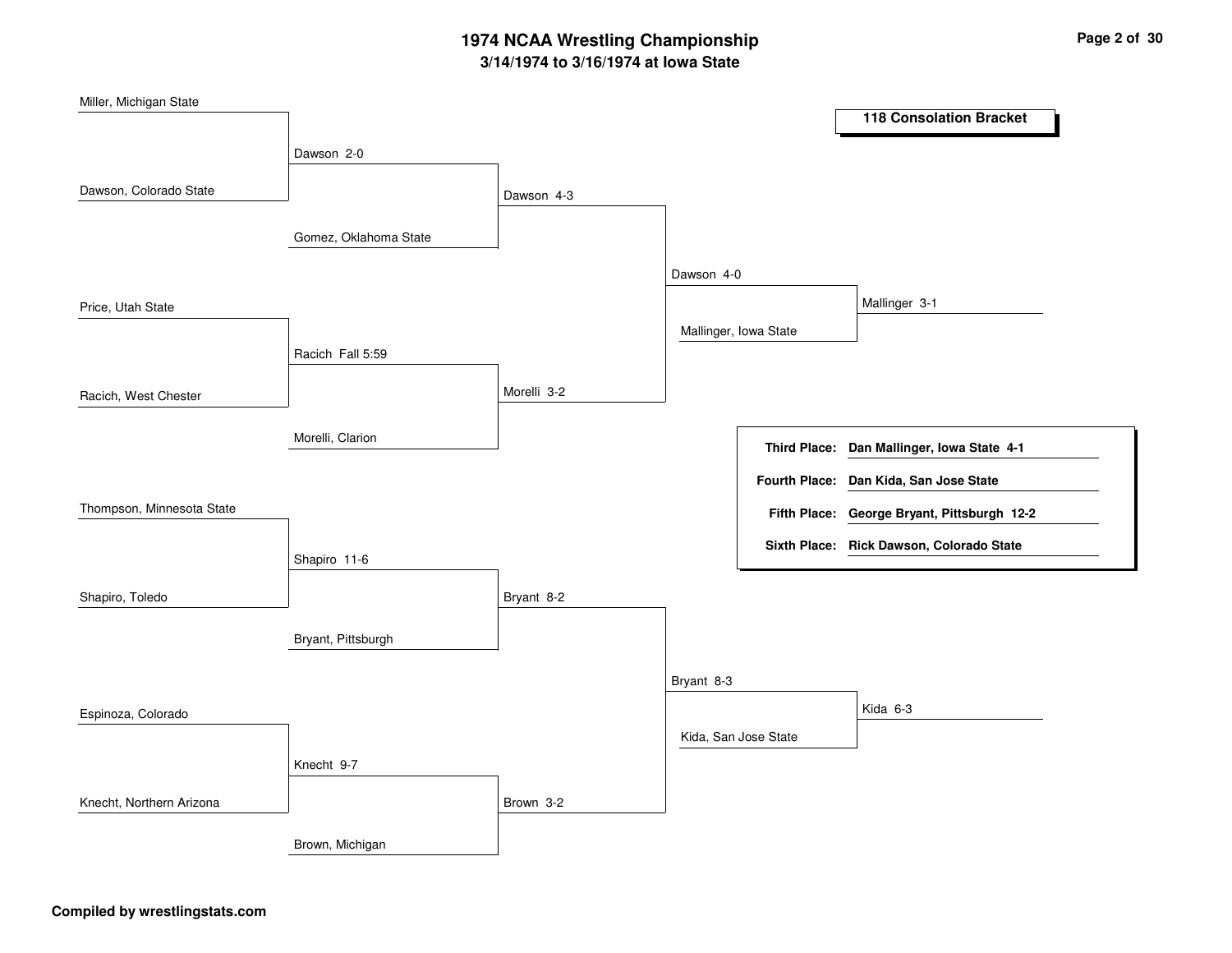# 1974 NCAA Wrestling Championship

## 3/14/1974 to 3/16/1974 at Iowa State

### 118 Consolation Bracket

**Round 1**

- Miller, Michigan State vs. Dawson, Colorado State — Dawson 2-0
- Price, Utah State vs. Racich, West Chester — Racich Fall 5:59
- Thompson, Minnesota State vs. Shapiro, Toledo — Shapiro 11-6
- Espinoza, Colorado vs. Knecht, Northern Arizona — Knecht 9-7

**Round 2**

- Dawson vs. Gomez, Oklahoma State — Dawson 4-3
- Racich vs. Morelli, Clarion — Morelli 3-2
- Shapiro vs. Bryant, Pittsburgh — Bryant 8-2
- Knecht vs. Brown, Michigan — Brown 3-2

**Round 3**

- Dawson vs. Morelli — Dawson 4-0
- Bryant vs. Brown — Bryant 8-3

**Round 4**

- Dawson vs. Mallinger, Iowa State — Mallinger 3-1
- Bryant vs. Kida, San Jose State — Kida 6-3

| | |
|---|---|
| **Third Place:** | **Dan Mallinger, Iowa State 4-1** |
| **Fourth Place:** | **Dan Kida, San Jose State** |
| **Fifth Place:** | **George Bryant, Pittsburgh 12-2** |
| **Sixth Place:** | **Rick Dawson, Colorado State** |

**Compiled by wrestlingstats.com**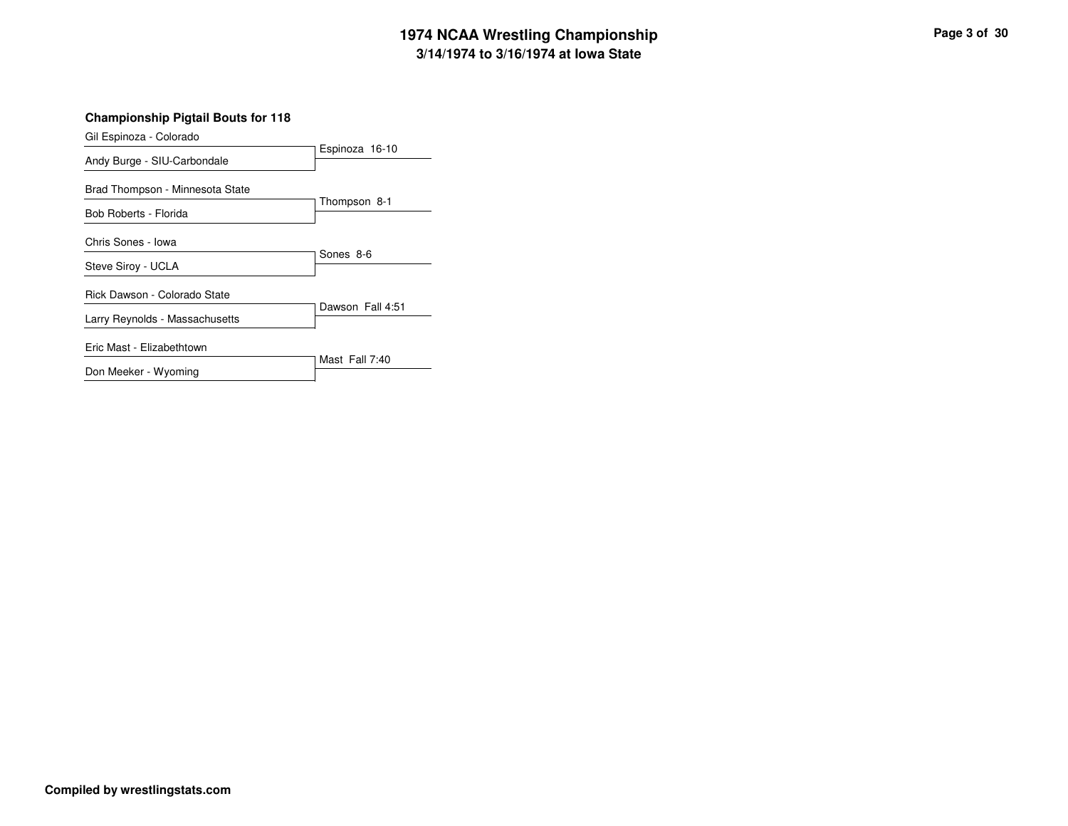## Championship Pigtail Bouts for 118

| Wrestlers | Result |
| --- | --- |
| Gil Espinoza - Colorado<br>Andy Burge - SIU-Carbondale | Espinoza 16-10 |
| Brad Thompson - Minnesota State<br>Bob Roberts - Florida | Thompson 8-1 |
| Chris Sones - Iowa<br>Steve Siroy - UCLA | Sones 8-6 |
| Rick Dawson - Colorado State<br>Larry Reynolds - Massachusetts | Dawson Fall 4:51 |
| Eric Mast - Elizabethtown<br>Don Meeker - Wyoming | Mast Fall 7:40 |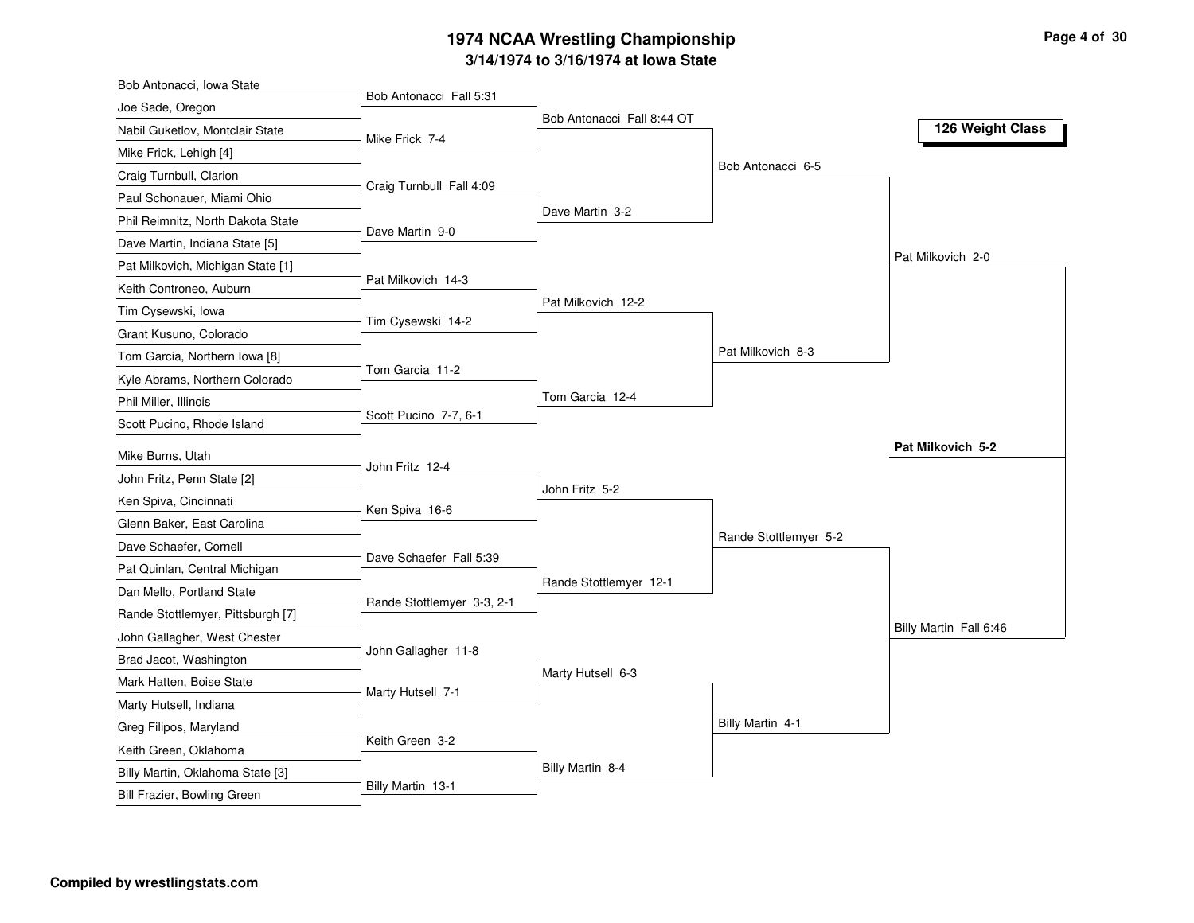# 1974 NCAA Wrestling Championship

## 3/14/1974 to 3/16/1974 at Iowa State

### 126 Weight Class

**First Round**

| Wrestler 1 | Wrestler 2 | Result |
|---|---|---|
| Bob Antonacci, Iowa State | Joe Sade, Oregon | Bob Antonacci Fall 5:31 |
| Nabil Guketlov, Montclair State | Mike Frick, Lehigh [4] | Mike Frick 7-4 |
| Craig Turnbull, Clarion | Paul Schonauer, Miami Ohio | Craig Turnbull Fall 4:09 |
| Phil Reimnitz, North Dakota State | Dave Martin, Indiana State [5] | Dave Martin 9-0 |
| Pat Milkovich, Michigan State [1] | Keith Controneo, Auburn | Pat Milkovich 14-3 |
| Tim Cysewski, Iowa | Grant Kusuno, Colorado | Tim Cysewski 14-2 |
| Tom Garcia, Northern Iowa [8] | Kyle Abrams, Northern Colorado | Tom Garcia 11-2 |
| Phil Miller, Illinois | Scott Pucino, Rhode Island | Scott Pucino 7-7, 6-1 |
| Mike Burns, Utah | John Fritz, Penn State [2] | John Fritz 12-4 |
| Ken Spiva, Cincinnati | Glenn Baker, East Carolina | Ken Spiva 16-6 |
| Dave Schaefer, Cornell | Pat Quinlan, Central Michigan | Dave Schaefer Fall 5:39 |
| Dan Mello, Portland State | Rande Stottlemyer, Pittsburgh [7] | Rande Stottlemyer 3-3, 2-1 |
| John Gallagher, West Chester | Brad Jacot, Washington | John Gallagher 11-8 |
| Mark Hatten, Boise State | Marty Hutsell, Indiana | Marty Hutsell 7-1 |
| Greg Filipos, Maryland | Keith Green, Oklahoma | Keith Green 3-2 |
| Billy Martin, Oklahoma State [3] | Bill Frazier, Bowling Green | Billy Martin 13-1 |

**Second Round**

- Bob Antonacci Fall 8:44 OT
- Dave Martin 3-2
- Pat Milkovich 12-2
- Tom Garcia 12-4
- John Fritz 5-2
- Rande Stottlemyer 12-1
- Marty Hutsell 6-3
- Billy Martin 8-4

**Quarterfinals**

- Bob Antonacci 6-5
- Pat Milkovich 8-3
- Rande Stottlemyer 5-2
- Billy Martin 4-1

**Semifinals**

- Pat Milkovich 2-0
- Billy Martin Fall 6:46

**Final**

**Pat Milkovich 5-2**

**Compiled by wrestlingstats.com**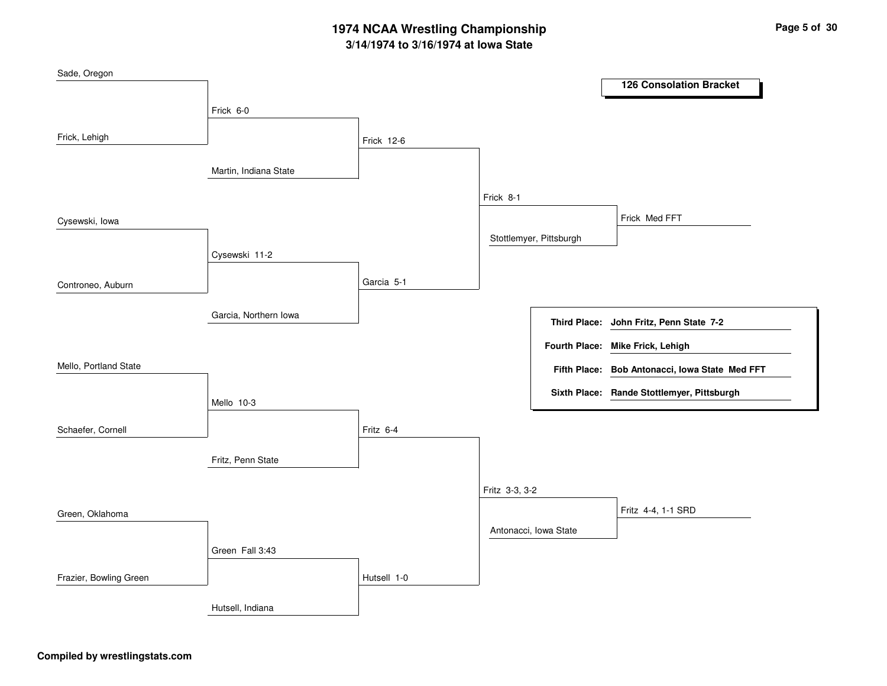# 1974 NCAA Wrestling Championship

### 3/14/1974 to 3/16/1974 at Iowa State

## 126 Consolation Bracket

**Round 1**

- Sade, Oregon vs Frick, Lehigh — Frick 6-0
- Cysewski, Iowa vs Controneo, Auburn — Cysewski 11-2
- Mello, Portland State vs Schaefer, Cornell — Mello 10-3
- Green, Oklahoma vs Frazier, Bowling Green — Green Fall 3:43

**Round 2**

- Frick vs Martin, Indiana State — Frick 12-6
- Cysewski vs Garcia, Northern Iowa — Garcia 5-1
- Mello vs Fritz, Penn State — Fritz 6-4
- Green vs Hutsell, Indiana — Hutsell 1-0

**Round 3**

- Frick vs Garcia — Frick 8-1
- Fritz vs Hutsell — Fritz 3-3, 3-2

**Round 4**

- Frick vs Stottlemyer, Pittsburgh — Frick Med FFT
- Fritz vs Antonacci, Iowa State — Fritz 4-4, 1-1 SRD

| | |
|---|---|
| **Third Place:** | **John Fritz, Penn State 7-2** |
| **Fourth Place:** | **Mike Frick, Lehigh** |
| **Fifth Place:** | **Bob Antonacci, Iowa State Med FFT** |
| **Sixth Place:** | **Rande Stottlemyer, Pittsburgh** |

**Compiled by wrestlingstats.com**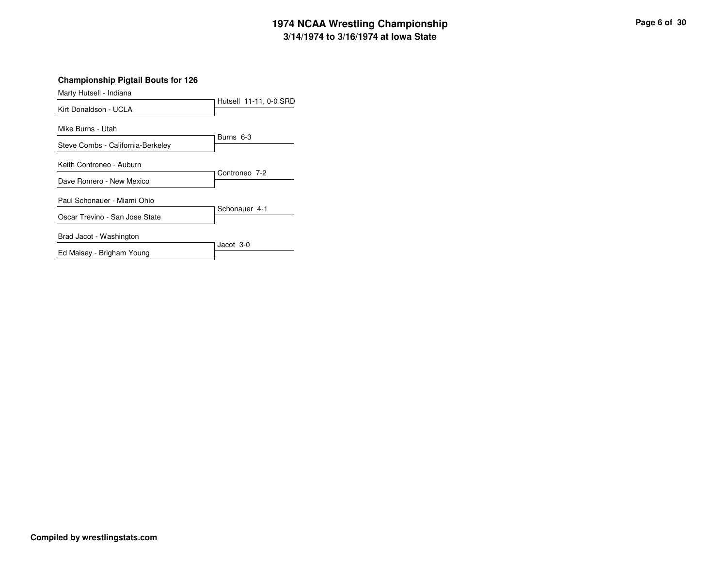## Championship Pigtail Bouts for 126

| Wrestler | Result |
|---|---|
| Marty Hutsell - Indiana | Hutsell 11-11, 0-0 SRD |
| Kirt Donaldson - UCLA | |
| Mike Burns - Utah | Burns 6-3 |
| Steve Combs - California-Berkeley | |
| Keith Controneo - Auburn | Controneo 7-2 |
| Dave Romero - New Mexico | |
| Paul Schonauer - Miami Ohio | Schonauer 4-1 |
| Oscar Trevino - San Jose State | |
| Brad Jacot - Washington | Jacot 3-0 |
| Ed Maisey - Brigham Young | |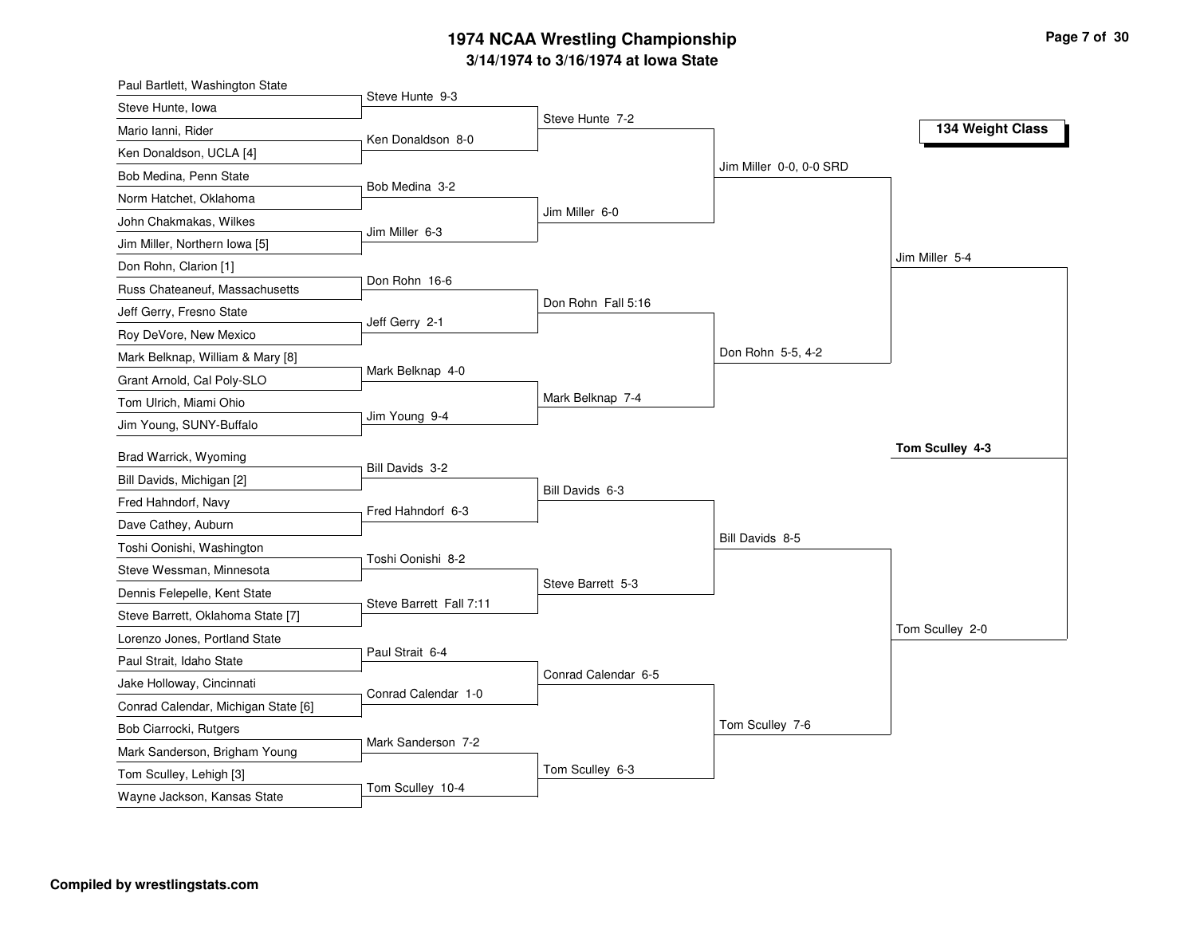# 1974 NCAA Wrestling Championship

## 3/14/1974 to 3/16/1974 at Iowa State

### 134 Weight Class

**First Round**

- Paul Bartlett, Washington State vs. Steve Hunte, Iowa — Steve Hunte 9-3
- Mario Ianni, Rider vs. Ken Donaldson, UCLA [4] — Ken Donaldson 8-0
- Bob Medina, Penn State vs. Norm Hatchet, Oklahoma — Bob Medina 3-2
- John Chakmakas, Wilkes vs. Jim Miller, Northern Iowa [5] — Jim Miller 6-3
- Don Rohn, Clarion [1] vs. Russ Chateaneuf, Massachusetts — Don Rohn 16-6
- Jeff Gerry, Fresno State vs. Roy DeVore, New Mexico — Jeff Gerry 2-1
- Mark Belknap, William & Mary [8] vs. Grant Arnold, Cal Poly-SLO — Mark Belknap 4-0
- Tom Ulrich, Miami Ohio vs. Jim Young, SUNY-Buffalo — Jim Young 9-4
- Brad Warrick, Wyoming vs. Bill Davids, Michigan [2] — Bill Davids 3-2
- Fred Hahndorf, Navy vs. Dave Cathey, Auburn — Fred Hahndorf 6-3
- Toshi Oonishi, Washington vs. Steve Wessman, Minnesota — Toshi Oonishi 8-2
- Dennis Felepelle, Kent State vs. Steve Barrett, Oklahoma State [7] — Steve Barrett Fall 7:11
- Lorenzo Jones, Portland State vs. Paul Strait, Idaho State — Paul Strait 6-4
- Jake Holloway, Cincinnati vs. Conrad Calendar, Michigan State [6] — Conrad Calendar 1-0
- Bob Ciarrocki, Rutgers vs. Mark Sanderson, Brigham Young — Mark Sanderson 7-2
- Tom Sculley, Lehigh [3] vs. Wayne Jackson, Kansas State — Tom Sculley 10-4

**Second Round**

- Steve Hunte 7-2
- Jim Miller 6-0
- Don Rohn Fall 5:16
- Mark Belknap 7-4
- Bill Davids 6-3
- Steve Barrett 5-3
- Conrad Calendar 6-5
- Tom Sculley 6-3

**Quarterfinals**

- Jim Miller 0-0, 0-0 SRD
- Don Rohn 5-5, 4-2
- Bill Davids 8-5
- Tom Sculley 7-6

**Semifinals**

- Jim Miller 5-4
- Tom Sculley 2-0

**Final**

- **Tom Sculley 4-3**

Compiled by wrestlingstats.com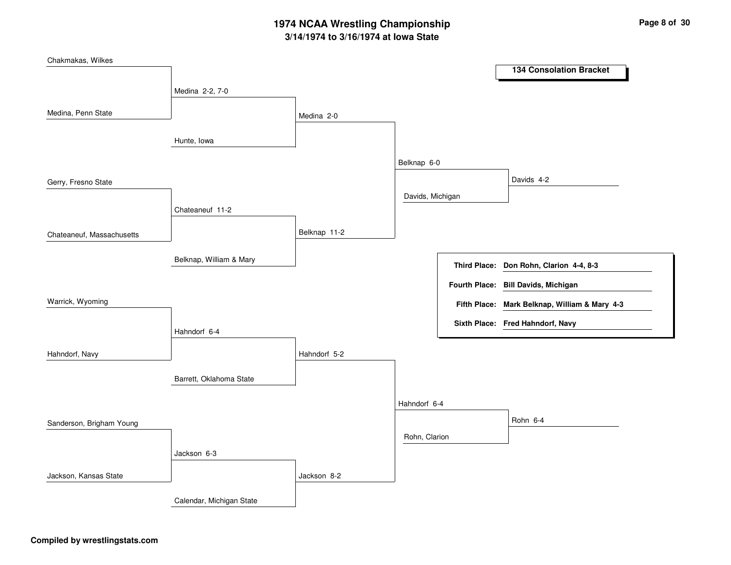# 1974 NCAA Wrestling Championship

## 3/14/1974 to 3/16/1974 at Iowa State

### 134 Consolation Bracket

**Round 1**

- Chakmakas, Wilkes vs. Medina, Penn State — Medina 2-2, 7-0
- Gerry, Fresno State vs. Chateaneuf, Massachusetts — Chateaneuf 11-2
- Warrick, Wyoming vs. Hahndorf, Navy — Hahndorf 6-4
- Sanderson, Brigham Young vs. Jackson, Kansas State — Jackson 6-3

**Round 2**

- Medina vs. Hunte, Iowa — Medina 2-0
- Chateaneuf vs. Belknap, William & Mary — Belknap 11-2
- Hahndorf vs. Barrett, Oklahoma State — Hahndorf 5-2
- Jackson vs. Calendar, Michigan State — Jackson 8-2

**Round 3**

- Medina vs. Belknap — Belknap 6-0
- Hahndorf vs. Jackson — Hahndorf 6-4

**Round 4**

- Belknap vs. Davids, Michigan — Davids 4-2
- Hahndorf vs. Rohn, Clarion — Rohn 6-4

**Final Placings**

- **Third Place:** **Don Rohn, Clarion 4-4, 8-3**
- **Fourth Place:** **Bill Davids, Michigan**
- **Fifth Place:** **Mark Belknap, William & Mary 4-3**
- **Sixth Place:** **Fred Hahndorf, Navy**

**Compiled by wrestlingstats.com**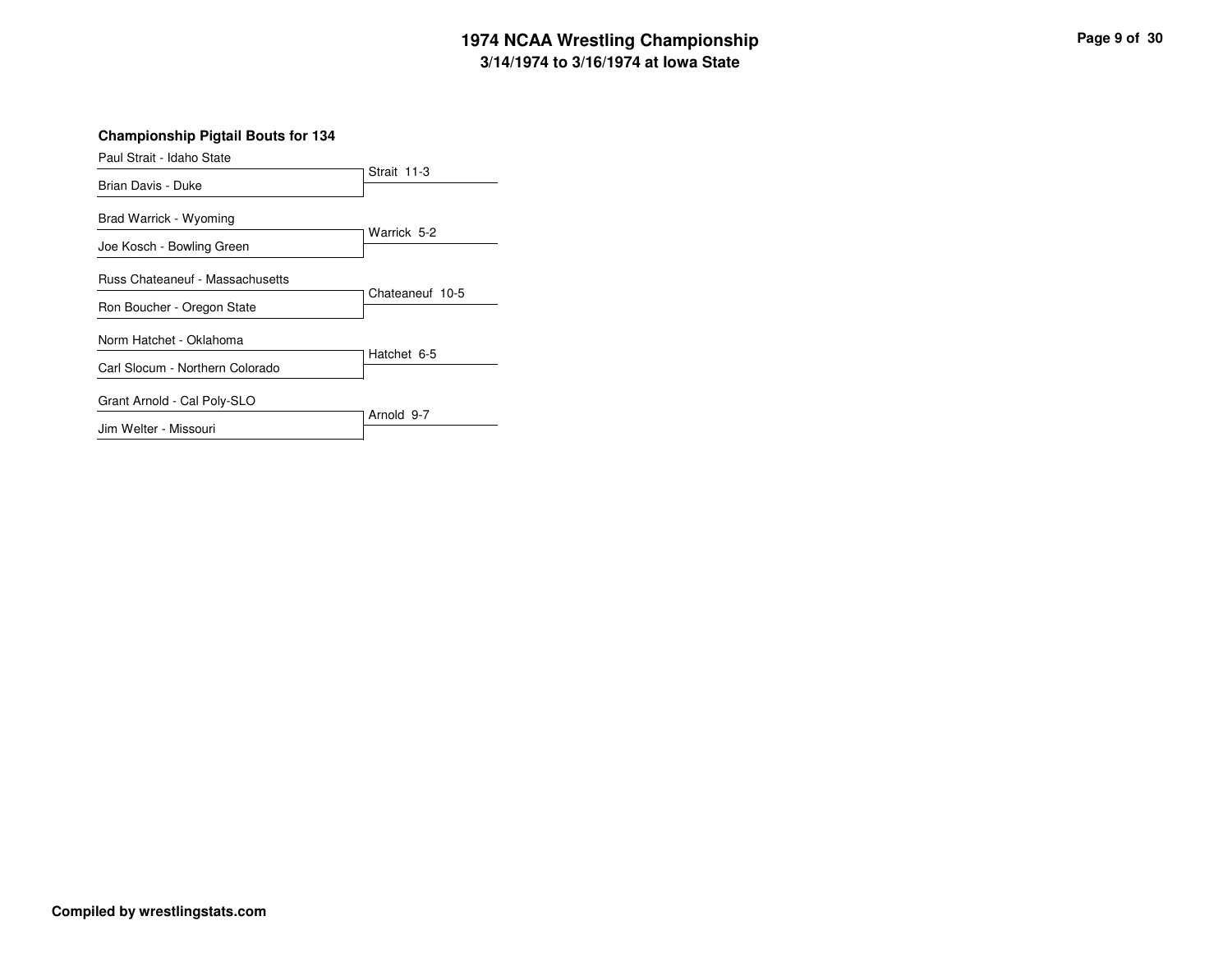# 1974 NCAA Wrestling Championship
## 3/14/1974 to 3/16/1974 at Iowa State

### Championship Pigtail Bouts for 134

| Wrestler 1 | Wrestler 2 | Result |
| --- | --- | --- |
| Paul Strait - Idaho State | Brian Davis - Duke | Strait 11-3 |
| Brad Warrick - Wyoming | Joe Kosch - Bowling Green | Warrick 5-2 |
| Russ Chateaneuf - Massachusetts | Ron Boucher - Oregon State | Chateaneuf 10-5 |
| Norm Hatchet - Oklahoma | Carl Slocum - Northern Colorado | Hatchet 6-5 |
| Grant Arnold - Cal Poly-SLO | Jim Welter - Missouri | Arnold 9-7 |

**Compiled by wrestlingstats.com**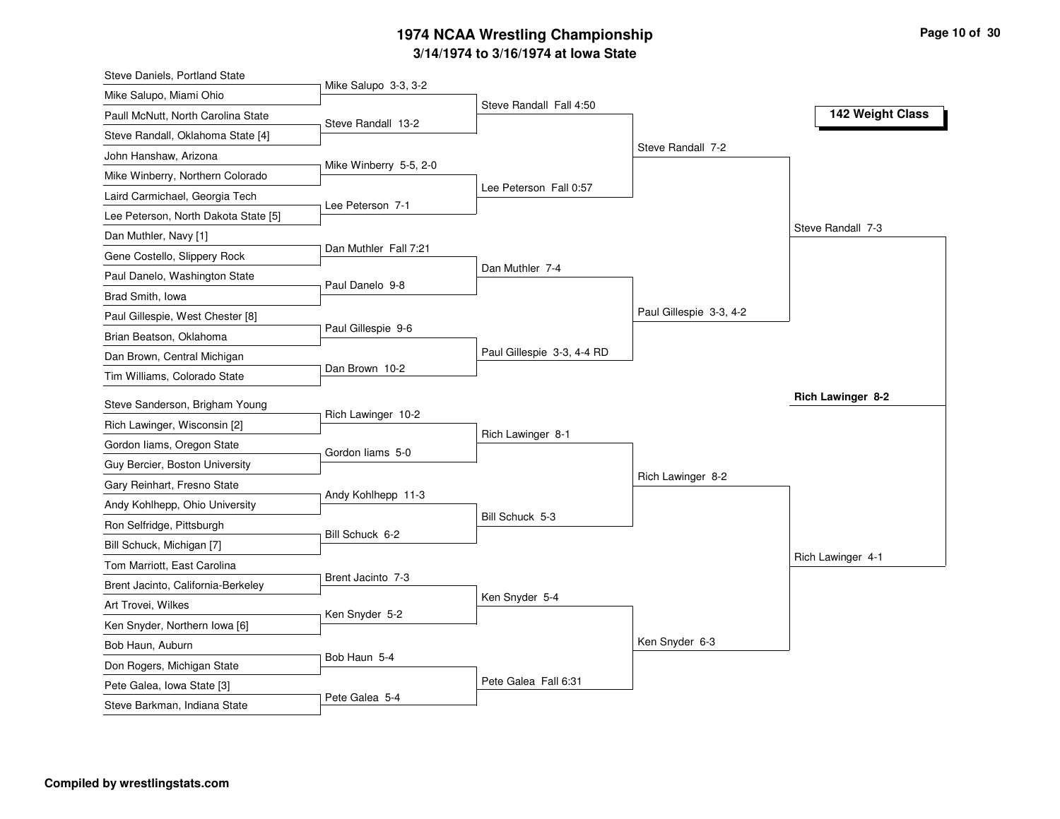# 1974 NCAA Wrestling Championship

## 3/14/1974 to 3/16/1974 at Iowa State

### 142 Weight Class

**First Round**

| Wrestler 1 | Wrestler 2 | Winner |
| --- | --- | --- |
| Steve Daniels, Portland State | Mike Salupo, Miami Ohio | Mike Salupo 3-3, 3-2 |
| Paull McNutt, North Carolina State | Steve Randall, Oklahoma State [4] | Steve Randall 13-2 |
| John Hanshaw, Arizona | Mike Winberry, Northern Colorado | Mike Winberry 5-5, 2-0 |
| Laird Carmichael, Georgia Tech | Lee Peterson, North Dakota State [5] | Lee Peterson 7-1 |
| Dan Muthler, Navy [1] | Gene Costello, Slippery Rock | Dan Muthler Fall 7:21 |
| Paul Danelo, Washington State | Brad Smith, Iowa | Paul Danelo 9-8 |
| Paul Gillespie, West Chester [8] | Brian Beatson, Oklahoma | Paul Gillespie 9-6 |
| Dan Brown, Central Michigan | Tim Williams, Colorado State | Dan Brown 10-2 |
| Steve Sanderson, Brigham Young | Rich Lawinger, Wisconsin [2] | Rich Lawinger 10-2 |
| Gordon Iiams, Oregon State | Guy Bercier, Boston University | Gordon Iiams 5-0 |
| Gary Reinhart, Fresno State | Andy Kohlhepp, Ohio University | Andy Kohlhepp 11-3 |
| Ron Selfridge, Pittsburgh | Bill Schuck, Michigan [7] | Bill Schuck 6-2 |
| Tom Marriott, East Carolina | Brent Jacinto, California-Berkeley | Brent Jacinto 7-3 |
| Art Trovei, Wilkes | Ken Snyder, Northern Iowa [6] | Ken Snyder 5-2 |
| Bob Haun, Auburn | Don Rogers, Michigan State | Bob Haun 5-4 |
| Pete Galea, Iowa State [3] | Steve Barkman, Indiana State | Pete Galea 5-4 |

**Second Round**

- Steve Randall Fall 4:50
- Lee Peterson Fall 0:57
- Dan Muthler 7-4
- Paul Gillespie 3-3, 4-4 RD
- Rich Lawinger 8-1
- Bill Schuck 5-3
- Ken Snyder 5-4
- Pete Galea Fall 6:31

**Quarterfinals**

- Steve Randall 7-2
- Paul Gillespie 3-3, 4-2
- Rich Lawinger 8-2
- Ken Snyder 6-3

**Semifinals**

- Steve Randall 7-3
- Rich Lawinger 4-1

**Champion**

**Rich Lawinger 8-2**

**Compiled by wrestlingstats.com**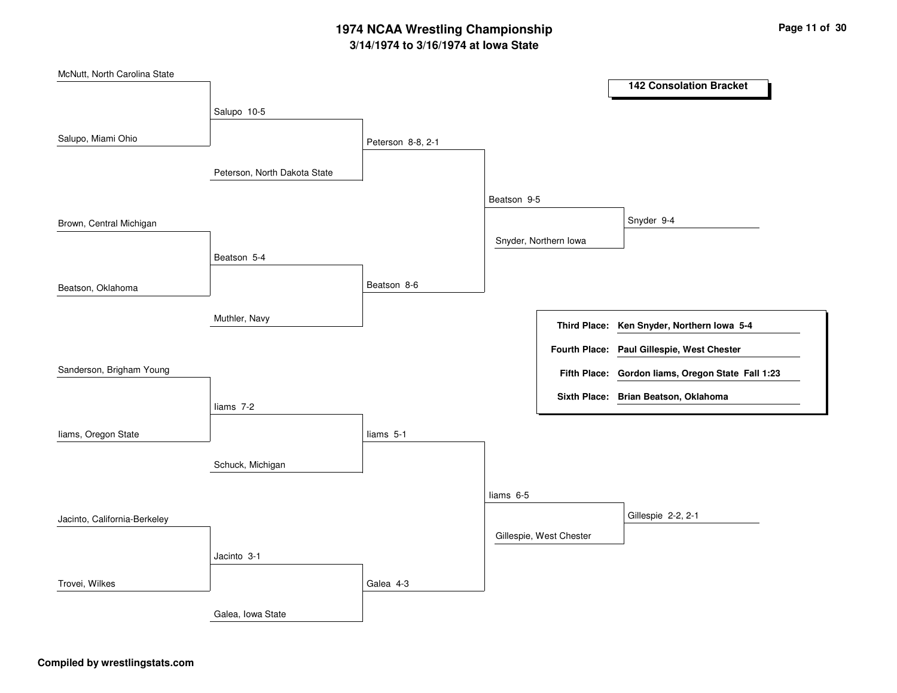# 1974 NCAA Wrestling Championship

## 3/14/1974 to 3/16/1974 at Iowa State

### 142 Consolation Bracket

**Round 1**

- McNutt, North Carolina State vs. Salupo, Miami Ohio — Salupo 10-5
- Brown, Central Michigan vs. Beatson, Oklahoma — Beatson 5-4
- Sanderson, Brigham Young vs. Iiams, Oregon State — Iiams 7-2
- Jacinto, California-Berkeley vs. Trovei, Wilkes — Jacinto 3-1

**Round 2**

- Salupo vs. Peterson, North Dakota State — Peterson 8-8, 2-1
- Beatson vs. Muthler, Navy — Beatson 8-6
- Iiams vs. Schuck, Michigan — Iiams 5-1
- Jacinto vs. Galea, Iowa State — Galea 4-3

**Round 3**

- Peterson vs. Beatson — Beatson 9-5
- Iiams vs. Galea — Iiams 6-5

**Round 4**

- Beatson vs. Snyder, Northern Iowa — Snyder 9-4
- Iiams vs. Gillespie, West Chester — Gillespie 2-2, 2-1

| | |
|---|---|
| **Third Place:** | **Ken Snyder, Northern Iowa 5-4** |
| **Fourth Place:** | **Paul Gillespie, West Chester** |
| **Fifth Place:** | **Gordon Iiams, Oregon State Fall 1:23** |
| **Sixth Place:** | **Brian Beatson, Oklahoma** |

**Compiled by wrestlingstats.com**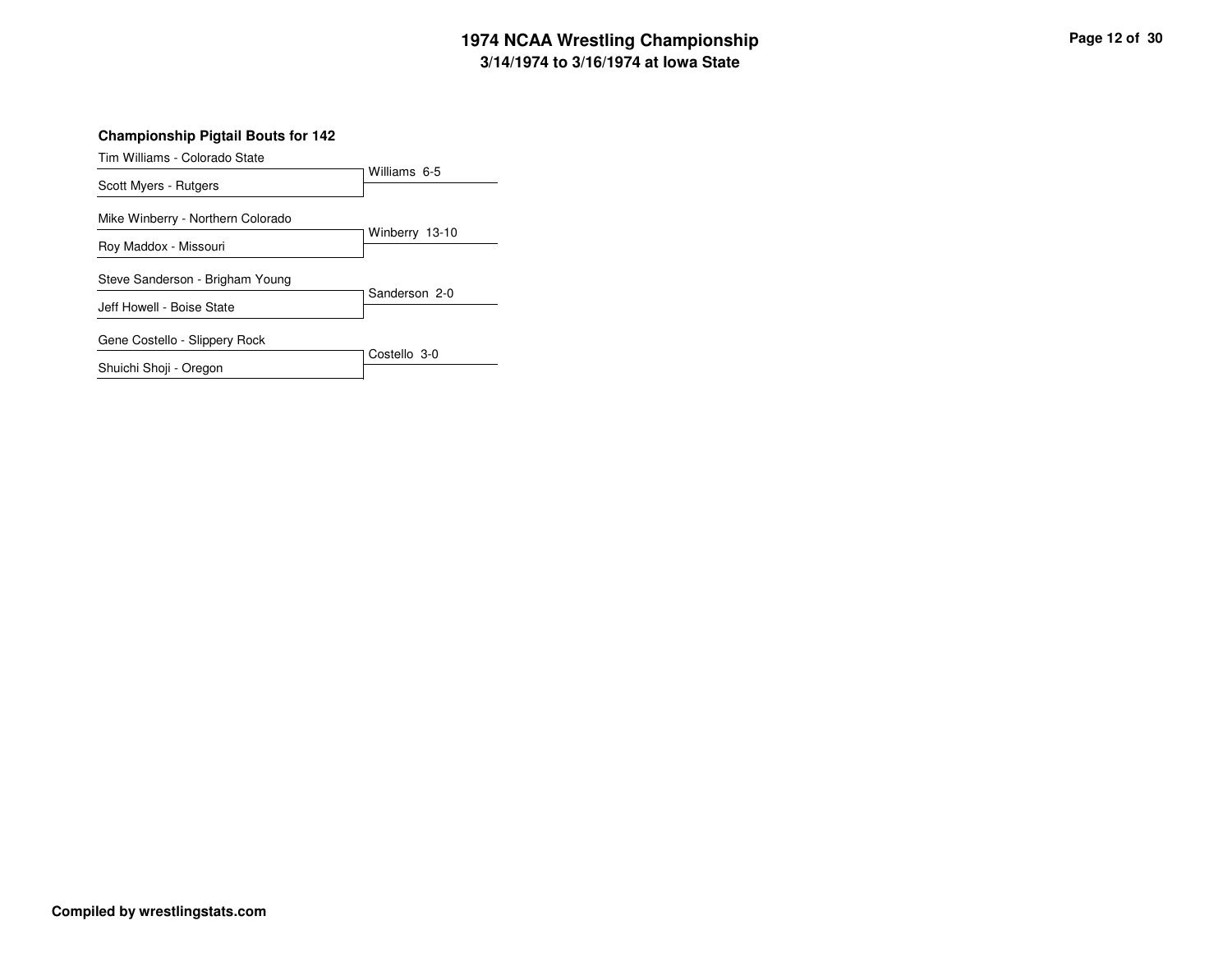## Championship Pigtail Bouts for 142

| Wrestlers | Result |
| --- | --- |
| Tim Williams - Colorado State | Williams 6-5 |
| Scott Myers - Rutgers | |
| Mike Winberry - Northern Colorado | Winberry 13-10 |
| Roy Maddox - Missouri | |
| Steve Sanderson - Brigham Young | Sanderson 2-0 |
| Jeff Howell - Boise State | |
| Gene Costello - Slippery Rock | Costello 3-0 |
| Shuichi Shoji - Oregon | |

**Compiled by wrestlingstats.com**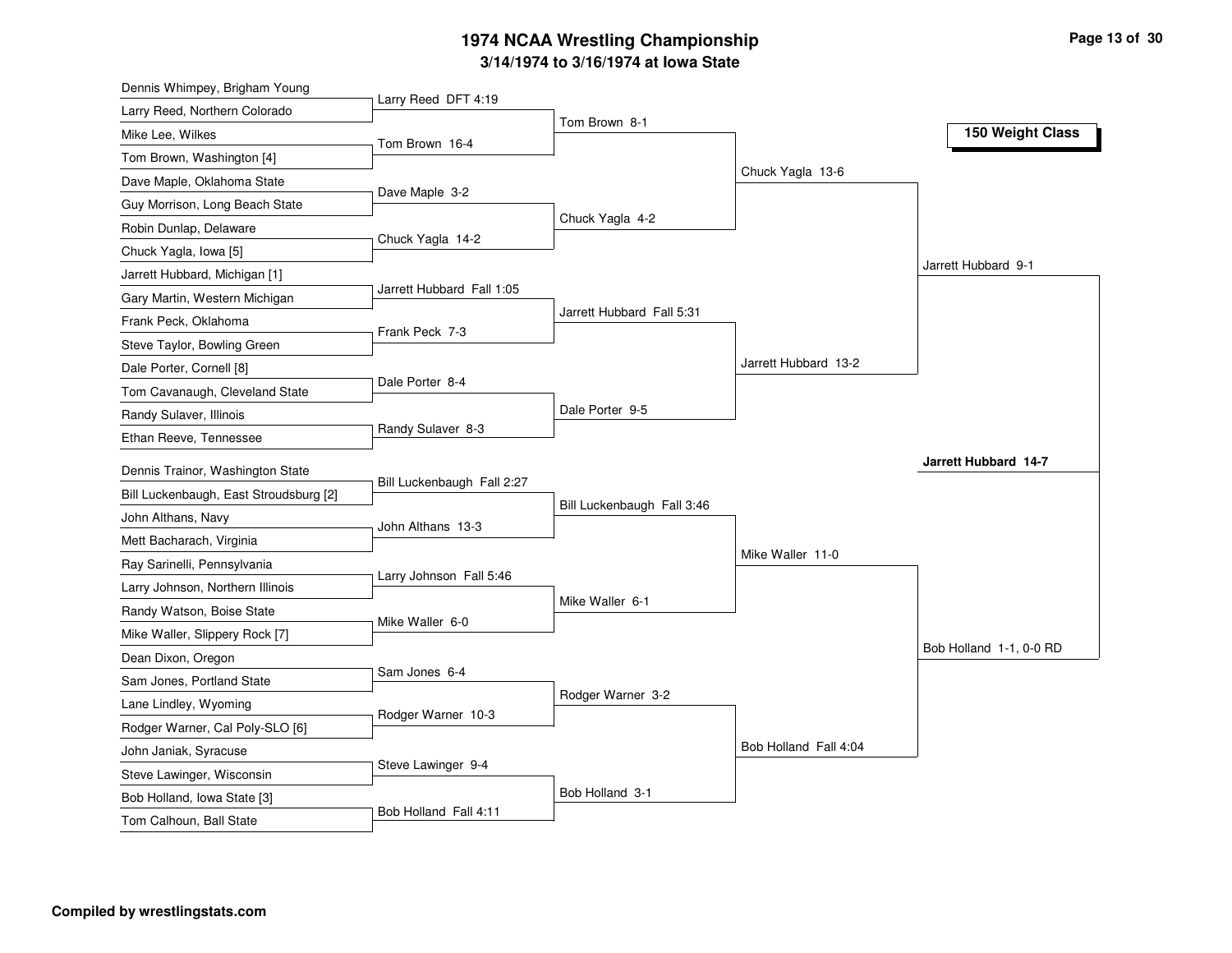# 1974 NCAA Wrestling Championship

## 3/14/1974 to 3/16/1974 at Iowa State

### 150 Weight Class

| Round 1 Participants | Round 1 Winner | Quarterfinals | Semifinals | Final | Champion |
|---|---|---|---|---|---|
| Dennis Whimpey, Brigham Young | | | | | |
| Larry Reed, Northern Colorado | Larry Reed DFT 4:19 | | | | |
| Mike Lee, Wilkes | | Tom Brown 8-1 | | | |
| Tom Brown, Washington [4] | Tom Brown 16-4 | | | | |
| Dave Maple, Oklahoma State | | | Chuck Yagla 13-6 | | |
| Guy Morrison, Long Beach State | Dave Maple 3-2 | | | | |
| Robin Dunlap, Delaware | | Chuck Yagla 4-2 | | | |
| Chuck Yagla, Iowa [5] | Chuck Yagla 14-2 | | | | |
| Jarrett Hubbard, Michigan [1] | | | | Jarrett Hubbard 9-1 | |
| Gary Martin, Western Michigan | Jarrett Hubbard Fall 1:05 | | | | |
| Frank Peck, Oklahoma | | Jarrett Hubbard Fall 5:31 | | | |
| Steve Taylor, Bowling Green | Frank Peck 7-3 | | | | |
| Dale Porter, Cornell [8] | | | Jarrett Hubbard 13-2 | | |
| Tom Cavanaugh, Cleveland State | Dale Porter 8-4 | | | | |
| Randy Sulaver, Illinois | | Dale Porter 9-5 | | | |
| Ethan Reeve, Tennessee | Randy Sulaver 8-3 | | | | |
| | | | | | **Jarrett Hubbard 14-7** |
| Dennis Trainor, Washington State | Bill Luckenbaugh Fall 2:27 | | | | |
| Bill Luckenbaugh, East Stroudsburg [2] | | Bill Luckenbaugh Fall 3:46 | | | |
| John Althans, Navy | John Althans 13-3 | | | | |
| Mett Bacharach, Virginia | | | | | |
| Ray Sarinelli, Pennsylvania | | | Mike Waller 11-0 | | |
| Larry Johnson, Northern Illinois | Larry Johnson Fall 5:46 | | | | |
| Randy Watson, Boise State | | Mike Waller 6-1 | | | |
| Mike Waller, Slippery Rock [7] | Mike Waller 6-0 | | | | |
| Dean Dixon, Oregon | | | | Bob Holland 1-1, 0-0 RD | |
| Sam Jones, Portland State | Sam Jones 6-4 | | | | |
| Lane Lindley, Wyoming | | Rodger Warner 3-2 | | | |
| Rodger Warner, Cal Poly-SLO [6] | Rodger Warner 10-3 | | | | |
| John Janiak, Syracuse | | | Bob Holland Fall 4:04 | | |
| Steve Lawinger, Wisconsin | Steve Lawinger 9-4 | | | | |
| Bob Holland, Iowa State [3] | | Bob Holland 3-1 | | | |
| Tom Calhoun, Ball State | Bob Holland Fall 4:11 | | | | |

Compiled by wrestlingstats.com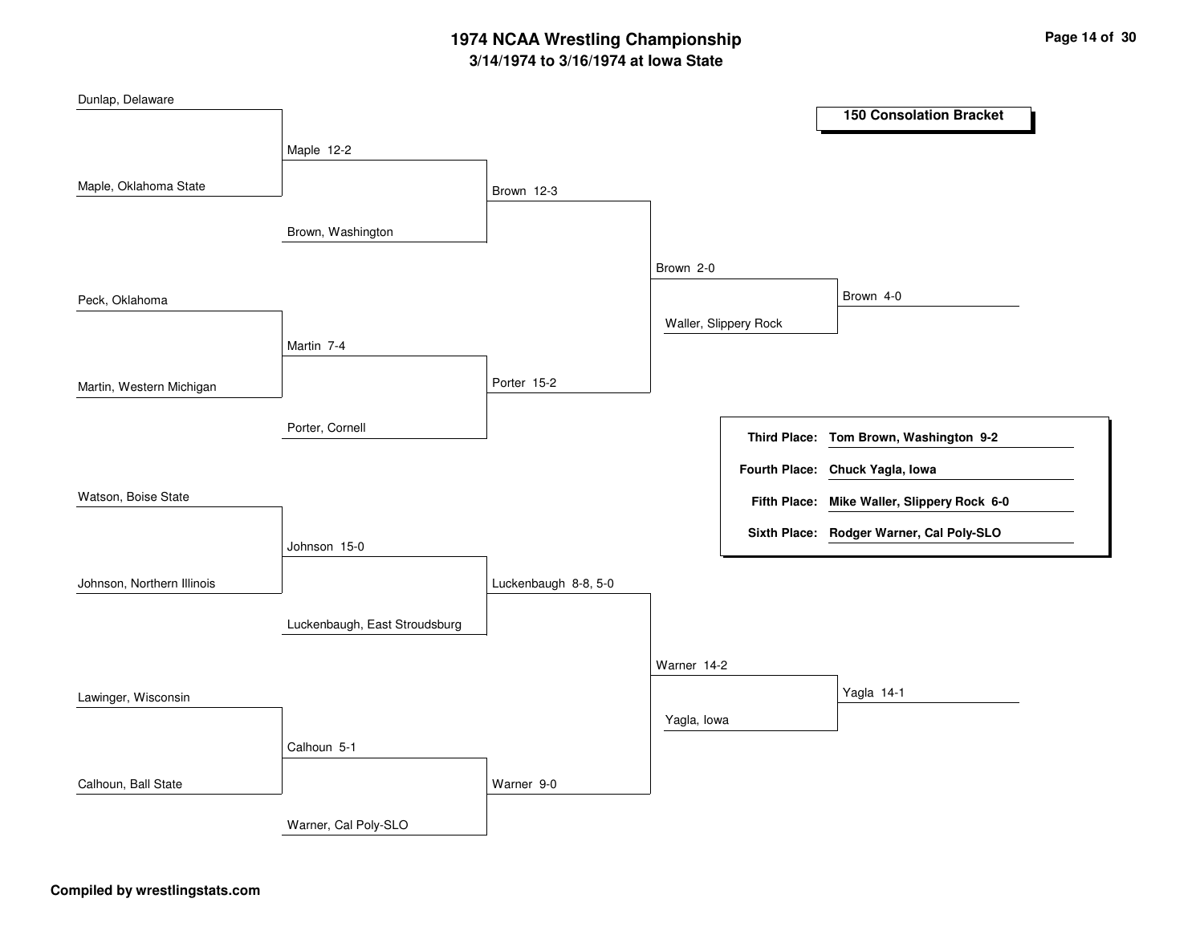# 1974 NCAA Wrestling Championship

## 3/14/1974 to 3/16/1974 at Iowa State

### 150 Consolation Bracket

**First Round**

- Dunlap, Delaware vs. Maple, Oklahoma State — Maple 12-2
- Peck, Oklahoma vs. Martin, Western Michigan — Martin 7-4
- Watson, Boise State vs. Johnson, Northern Illinois — Johnson 15-0
- Lawinger, Wisconsin vs. Calhoun, Ball State — Calhoun 5-1

**Second Round**

- Maple vs. Brown, Washington — Brown 12-3
- Martin vs. Porter, Cornell — Porter 15-2
- Johnson vs. Luckenbaugh, East Stroudsburg — Luckenbaugh 8-8, 5-0
- Calhoun vs. Warner, Cal Poly-SLO — Warner 9-0

**Third Round**

- Brown vs. Porter — Brown 2-0
- Luckenbaugh vs. Warner — Warner 14-2

**Fourth Round**

- Brown vs. Waller, Slippery Rock — Brown 4-0
- Warner vs. Yagla, Iowa — Yagla 14-1

| Place | Wrestler |
| --- | --- |
| Third Place: | **Tom Brown, Washington 9-2** |
| Fourth Place: | **Chuck Yagla, Iowa** |
| Fifth Place: | **Mike Waller, Slippery Rock 6-0** |
| Sixth Place: | **Rodger Warner, Cal Poly-SLO** |

**Compiled by wrestlingstats.com**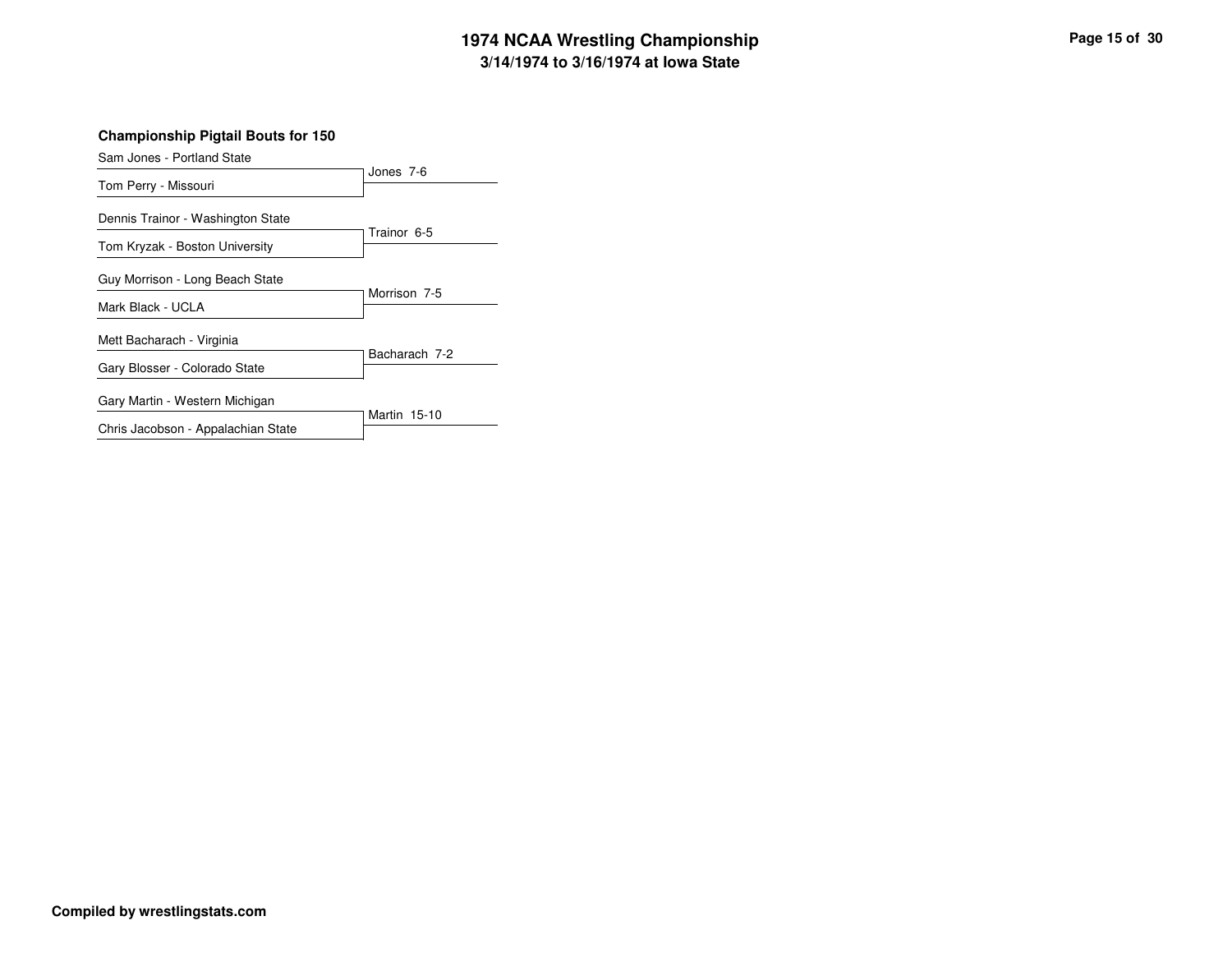## Championship Pigtail Bouts for 150

| Wrestler 1 | Wrestler 2 | Result |
| --- | --- | --- |
| Sam Jones - Portland State | Tom Perry - Missouri | Jones 7-6 |
| Dennis Trainor - Washington State | Tom Kryzak - Boston University | Trainor 6-5 |
| Guy Morrison - Long Beach State | Mark Black - UCLA | Morrison 7-5 |
| Mett Bacharach - Virginia | Gary Blosser - Colorado State | Bacharach 7-2 |
| Gary Martin - Western Michigan | Chris Jacobson - Appalachian State | Martin 15-10 |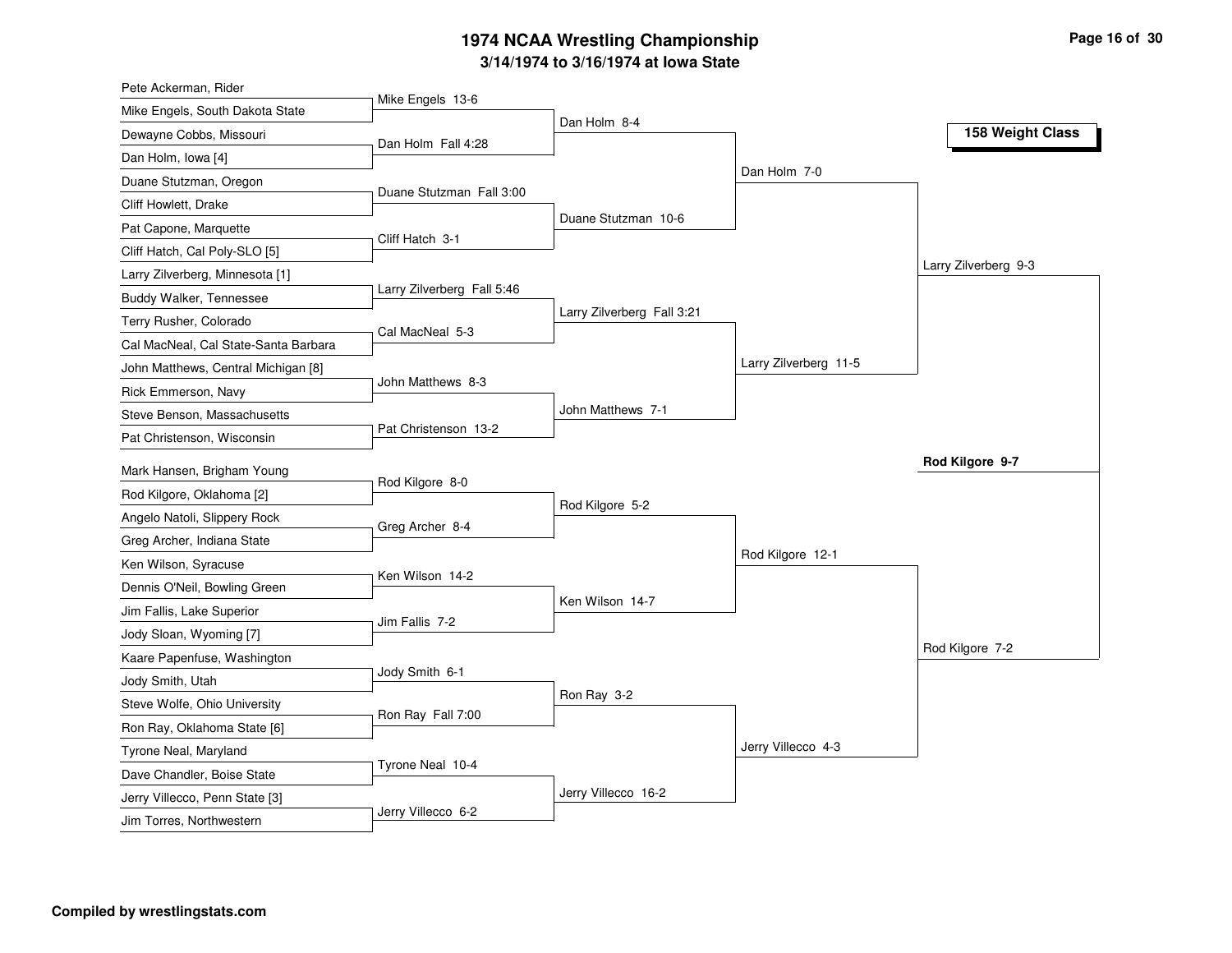# 1974 NCAA Wrestling Championship

## 3/14/1974 to 3/16/1974 at Iowa State

### 158 Weight Class

| First Round | Second Round | Quarterfinals | Semifinals | Finals |
|---|---|---|---|---|
| Pete Ackerman, Rider | | | | |
| Mike Engels, South Dakota State | Mike Engels 13-6 | | | |
| Dewayne Cobbs, Missouri | | Dan Holm 8-4 | | |
| Dan Holm, Iowa [4] | Dan Holm Fall 4:28 | | | |
| Duane Stutzman, Oregon | | | Dan Holm 7-0 | |
| Cliff Howlett, Drake | Duane Stutzman Fall 3:00 | | | |
| Pat Capone, Marquette | | Duane Stutzman 10-6 | | |
| Cliff Hatch, Cal Poly-SLO [5] | Cliff Hatch 3-1 | | | |
| Larry Zilverberg, Minnesota [1] | | | | Larry Zilverberg 9-3 |
| Buddy Walker, Tennessee | Larry Zilverberg Fall 5:46 | | | |
| Terry Rusher, Colorado | | Larry Zilverberg Fall 3:21 | | |
| Cal MacNeal, Cal State-Santa Barbara | Cal MacNeal 5-3 | | | |
| John Matthews, Central Michigan [8] | | | Larry Zilverberg 11-5 | |
| Rick Emmerson, Navy | John Matthews 8-3 | | | |
| Steve Benson, Massachusetts | | John Matthews 7-1 | | |
| Pat Christenson, Wisconsin | Pat Christenson 13-2 | | | |
| | | | | **Rod Kilgore 9-7** |
| Mark Hansen, Brigham Young | | | | |
| Rod Kilgore, Oklahoma [2] | Rod Kilgore 8-0 | | | |
| Angelo Natoli, Slippery Rock | | Rod Kilgore 5-2 | | |
| Greg Archer, Indiana State | Greg Archer 8-4 | | | |
| Ken Wilson, Syracuse | | | Rod Kilgore 12-1 | |
| Dennis O'Neil, Bowling Green | Ken Wilson 14-2 | | | |
| Jim Fallis, Lake Superior | | Ken Wilson 14-7 | | |
| Jody Sloan, Wyoming [7] | Jim Fallis 7-2 | | | |
| Kaare Papenfuse, Washington | | | | Rod Kilgore 7-2 |
| Jody Smith, Utah | Jody Smith 6-1 | | | |
| Steve Wolfe, Ohio University | | Ron Ray 3-2 | | |
| Ron Ray, Oklahoma State [6] | Ron Ray Fall 7:00 | | | |
| Tyrone Neal, Maryland | | | Jerry Villecco 4-3 | |
| Dave Chandler, Boise State | Tyrone Neal 10-4 | | | |
| Jerry Villecco, Penn State [3] | | Jerry Villecco 16-2 | | |
| Jim Torres, Northwestern | Jerry Villecco 6-2 | | | |

**Compiled by wrestlingstats.com**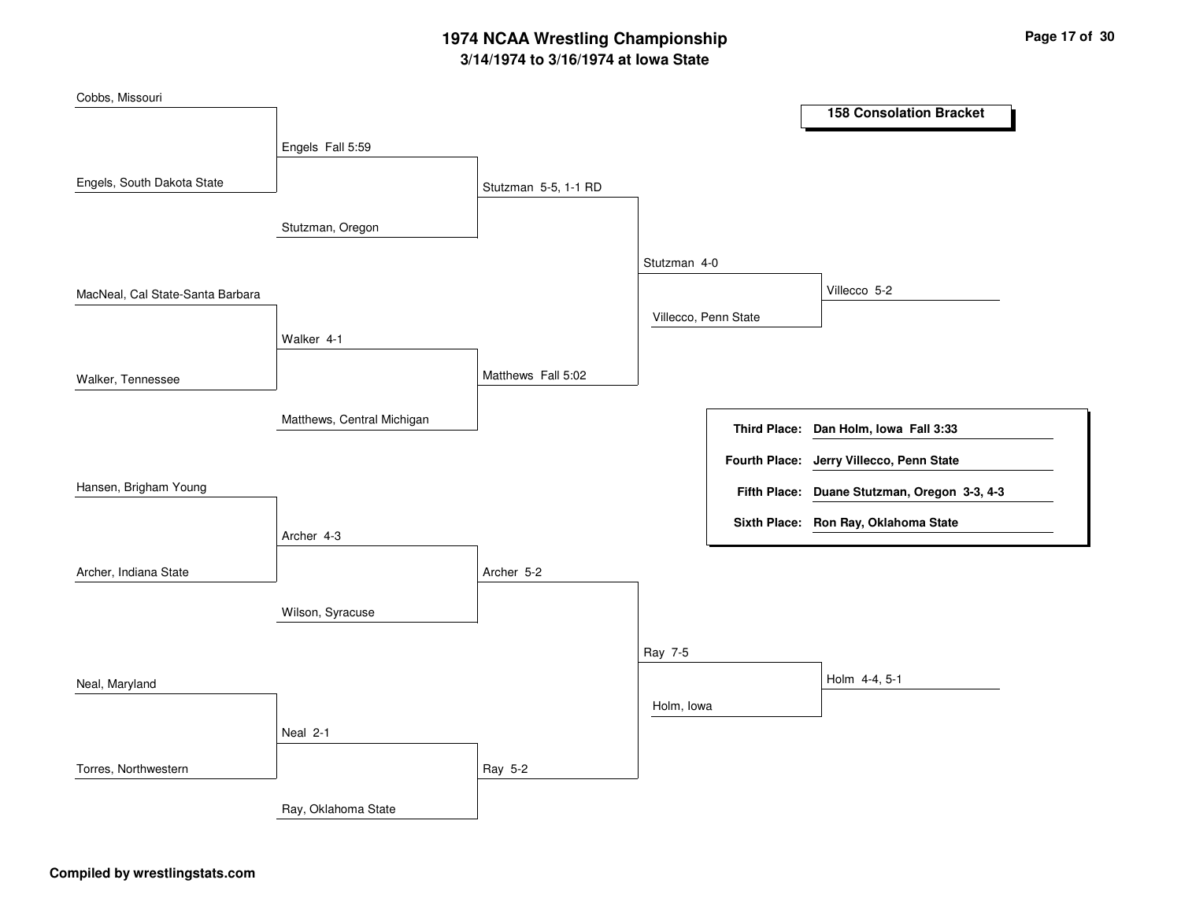# 1974 NCAA Wrestling Championship

## 3/14/1974 to 3/16/1974 at Iowa State

### 158 Consolation Bracket

**First Round**

- Cobbs, Missouri vs. Engels, South Dakota State — Engels Fall 5:59
- MacNeal, Cal State-Santa Barbara vs. Walker, Tennessee — Walker 4-1
- Hansen, Brigham Young vs. Archer, Indiana State — Archer 4-3
- Neal, Maryland vs. Torres, Northwestern — Neal 2-1

**Second Round**

- Engels vs. Stutzman, Oregon — Stutzman 5-5, 1-1 RD
- Walker vs. Matthews, Central Michigan — Matthews Fall 5:02
- Archer vs. Wilson, Syracuse — Archer 5-2
- Neal vs. Ray, Oklahoma State — Ray 5-2

**Third Round**

- Stutzman vs. Matthews — Stutzman 4-0
- Archer vs. Ray — Ray 7-5

**Fourth Round**

- Stutzman vs. Villecco, Penn State — Villecco 5-2
- Ray vs. Holm, Iowa — Holm 4-4, 5-1

| Place | Result |
| --- | --- |
| Third Place: | Dan Holm, Iowa Fall 3:33 |
| Fourth Place: | Jerry Villecco, Penn State |
| Fifth Place: | Duane Stutzman, Oregon 3-3, 4-3 |
| Sixth Place: | Ron Ray, Oklahoma State |

**Compiled by wrestlingstats.com**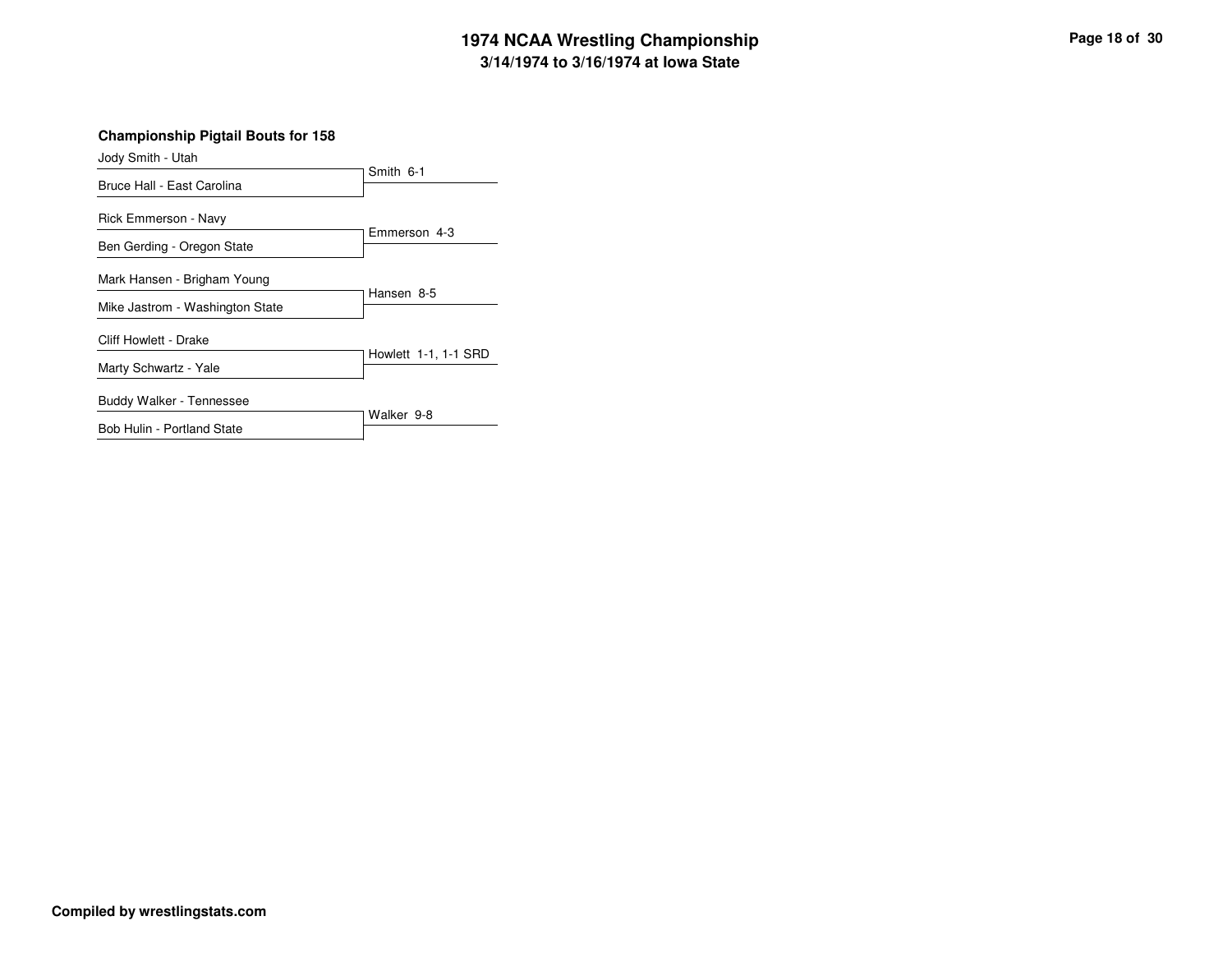# 1974 NCAA Wrestling Championship

## 3/14/1974 to 3/16/1974 at Iowa State

### Championship Pigtail Bouts for 158

| Wrestler 1 | Wrestler 2 | Result |
| --- | --- | --- |
| Jody Smith - Utah | Bruce Hall - East Carolina | Smith 6-1 |
| Rick Emmerson - Navy | Ben Gerding - Oregon State | Emmerson 4-3 |
| Mark Hansen - Brigham Young | Mike Jastrom - Washington State | Hansen 8-5 |
| Cliff Howlett - Drake | Marty Schwartz - Yale | Howlett 1-1, 1-1 SRD |
| Buddy Walker - Tennessee | Bob Hulin - Portland State | Walker 9-8 |

**Compiled by wrestlingstats.com**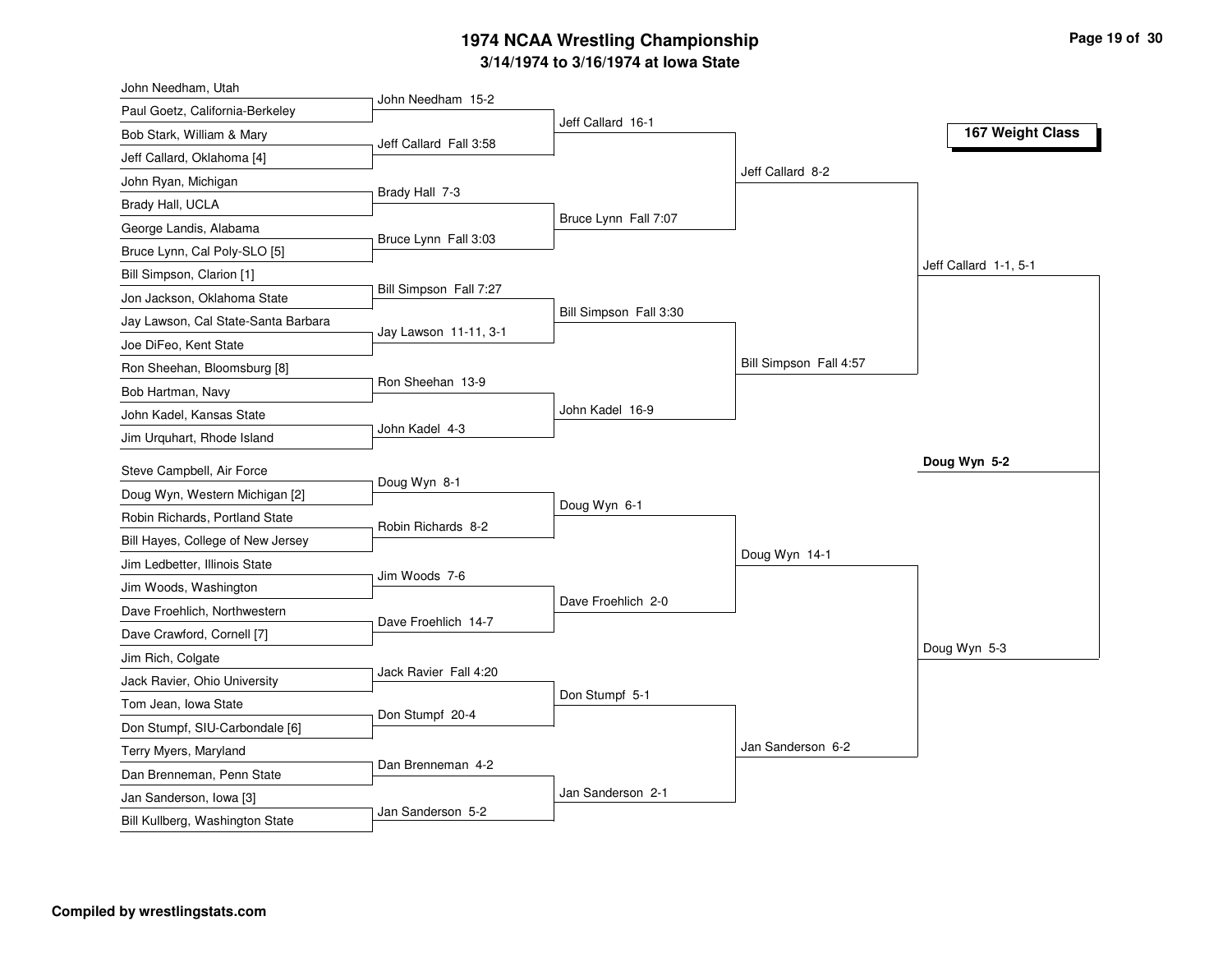# 1974 NCAA Wrestling Championship

### 3/14/1974 to 3/16/1974 at Iowa State

**167 Weight Class**

## First Round

| Wrestler | Opponent | Result |
|---|---|---|
| John Needham, Utah | Paul Goetz, California-Berkeley | John Needham 15-2 |
| Bob Stark, William & Mary | Jeff Callard, Oklahoma [4] | Jeff Callard Fall 3:58 |
| John Ryan, Michigan | Brady Hall, UCLA | Brady Hall 7-3 |
| George Landis, Alabama | Bruce Lynn, Cal Poly-SLO [5] | Bruce Lynn Fall 3:03 |
| Bill Simpson, Clarion [1] | Jon Jackson, Oklahoma State | Bill Simpson Fall 7:27 |
| Jay Lawson, Cal State-Santa Barbara | Joe DiFeo, Kent State | Jay Lawson 11-11, 3-1 |
| Ron Sheehan, Bloomsburg [8] | Bob Hartman, Navy | Ron Sheehan 13-9 |
| John Kadel, Kansas State | Jim Urquhart, Rhode Island | John Kadel 4-3 |
| Steve Campbell, Air Force | Doug Wyn, Western Michigan [2] | Doug Wyn 8-1 |
| Robin Richards, Portland State | Bill Hayes, College of New Jersey | Robin Richards 8-2 |
| Jim Ledbetter, Illinois State | Jim Woods, Washington | Jim Woods 7-6 |
| Dave Froehlich, Northwestern | Dave Crawford, Cornell [7] | Dave Froehlich 14-7 |
| Jim Rich, Colgate | Jack Ravier, Ohio University | Jack Ravier Fall 4:20 |
| Tom Jean, Iowa State | Don Stumpf, SIU-Carbondale [6] | Don Stumpf 20-4 |
| Terry Myers, Maryland | Dan Brenneman, Penn State | Dan Brenneman 4-2 |
| Jan Sanderson, Iowa [3] | Bill Kullberg, Washington State | Jan Sanderson 5-2 |

## Second Round

- Jeff Callard 16-1
- Bruce Lynn Fall 7:07
- Bill Simpson Fall 3:30
- John Kadel 16-9
- Doug Wyn 6-1
- Dave Froehlich 2-0
- Don Stumpf 5-1
- Jan Sanderson 2-1

## Quarterfinals

- Jeff Callard 8-2
- Bill Simpson Fall 4:57
- Doug Wyn 14-1
- Jan Sanderson 6-2

## Semifinals

- Jeff Callard 1-1, 5-1
- Doug Wyn 5-3

## Final

- **Doug Wyn 5-2**

**Compiled by wrestlingstats.com**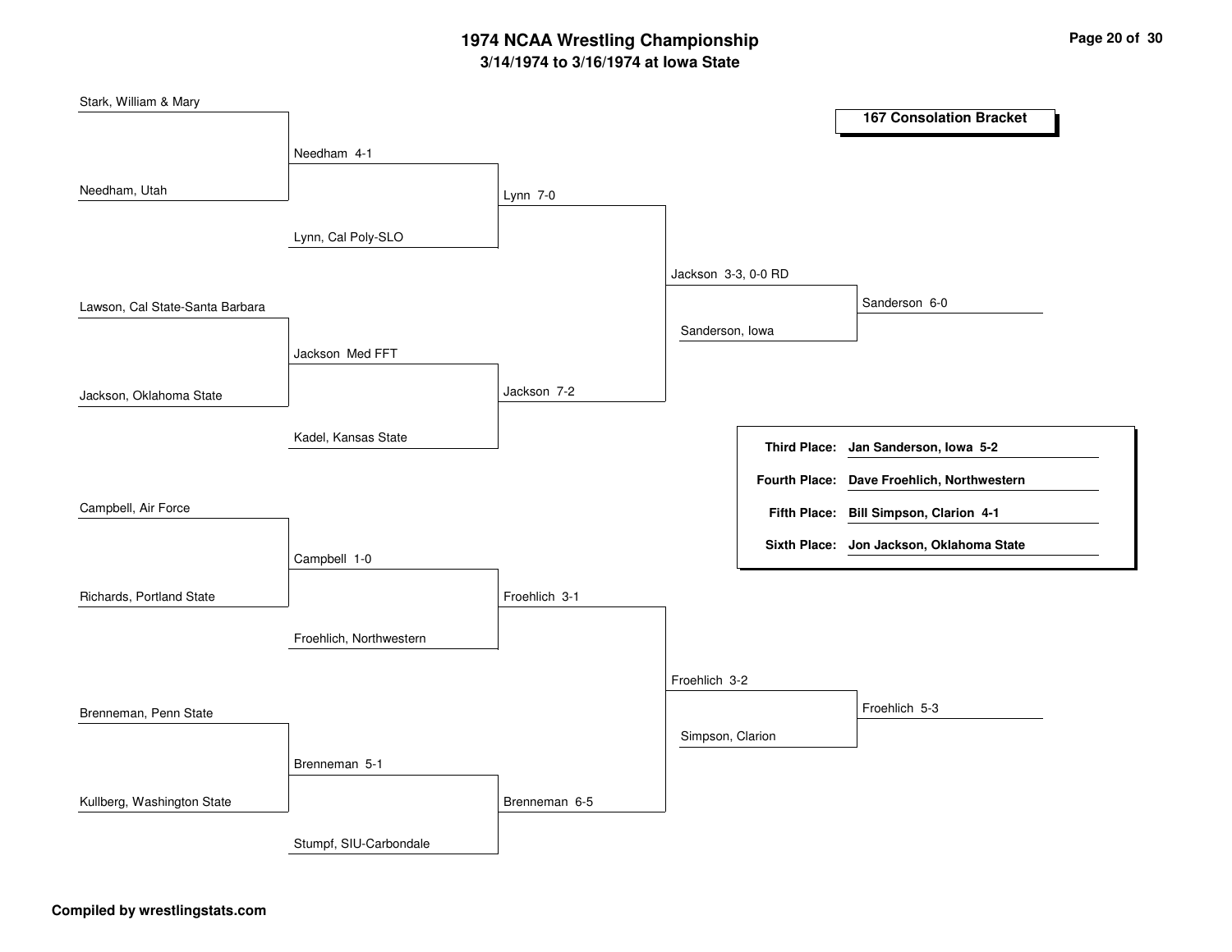# 1974 NCAA Wrestling Championship

## 3/14/1974 to 3/16/1974 at Iowa State

### 167 Consolation Bracket

**Round 1**

- Stark, William & Mary vs. Needham, Utah — Needham 4-1
- Lawson, Cal State-Santa Barbara vs. Jackson, Oklahoma State — Jackson Med FFT
- Campbell, Air Force vs. Richards, Portland State — Campbell 1-0
- Brenneman, Penn State vs. Kullberg, Washington State — Brenneman 5-1

**Round 2**

- Needham vs. Lynn, Cal Poly-SLO — Lynn 7-0
- Jackson vs. Kadel, Kansas State — Jackson 7-2
- Campbell vs. Froehlich, Northwestern — Froehlich 3-1
- Brenneman vs. Stumpf, SIU-Carbondale — Brenneman 6-5

**Round 3**

- Lynn vs. Jackson — Jackson 3-3, 0-0 RD
- Froehlich vs. Brenneman — Froehlich 3-2

**Round 4**

- Jackson vs. Sanderson, Iowa — Sanderson 6-0
- Froehlich vs. Simpson, Clarion — Froehlich 5-3

| | |
|---|---|
| **Third Place:** | **Jan Sanderson, Iowa 5-2** |
| **Fourth Place:** | **Dave Froehlich, Northwestern** |
| **Fifth Place:** | **Bill Simpson, Clarion 4-1** |
| **Sixth Place:** | **Jon Jackson, Oklahoma State** |

**Compiled by wrestlingstats.com**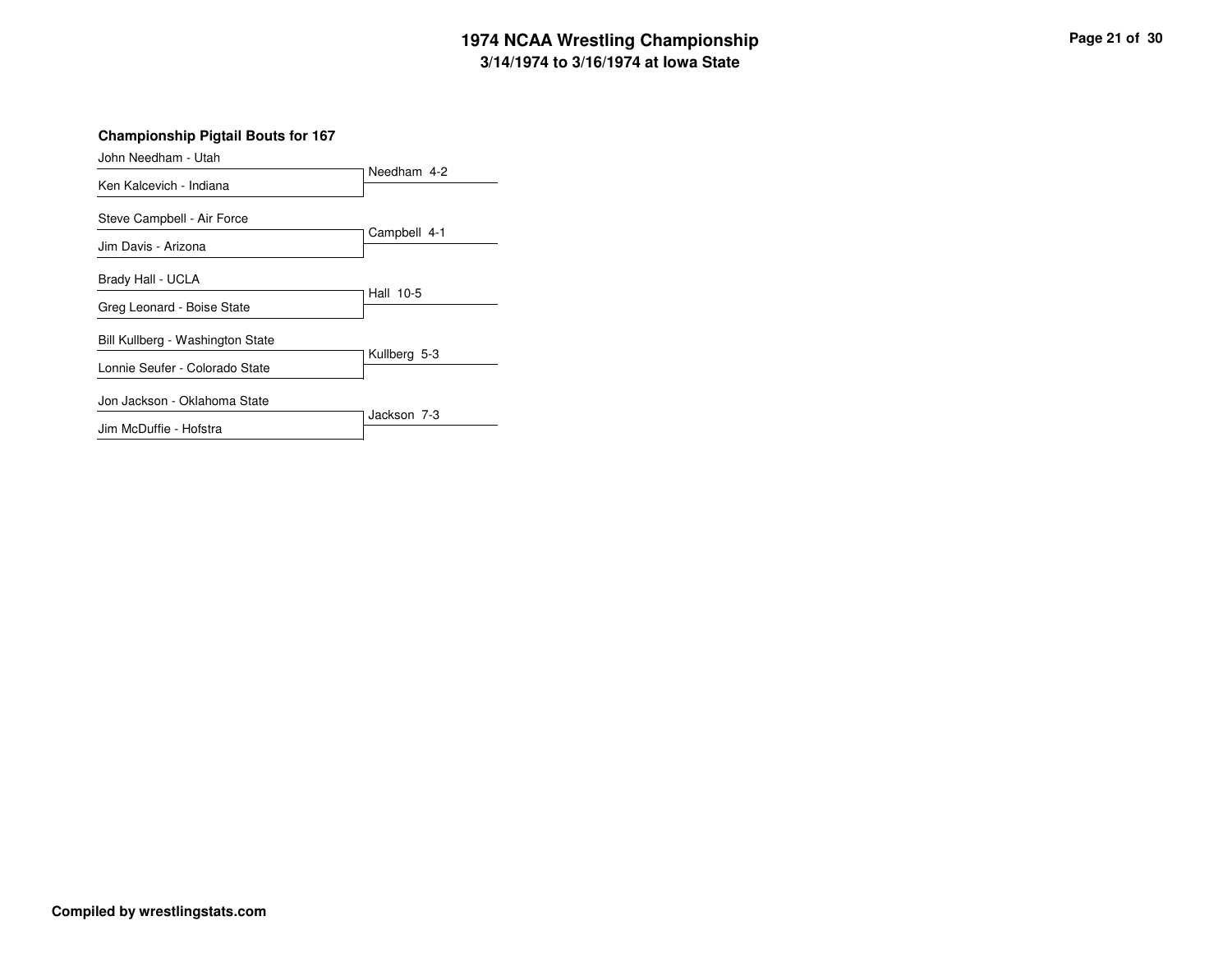# 1974 NCAA Wrestling Championship

## 3/14/1974 to 3/16/1974 at Iowa State

### Championship Pigtail Bouts for 167

| Wrestler | Result |
| --- | --- |
| John Needham - Utah | Needham 4-2 |
| Ken Kalcevich - Indiana | |
| Steve Campbell - Air Force | Campbell 4-1 |
| Jim Davis - Arizona | |
| Brady Hall - UCLA | Hall 10-5 |
| Greg Leonard - Boise State | |
| Bill Kullberg - Washington State | Kullberg 5-3 |
| Lonnie Seufer - Colorado State | |
| Jon Jackson - Oklahoma State | Jackson 7-3 |
| Jim McDuffie - Hofstra | |

**Compiled by wrestlingstats.com**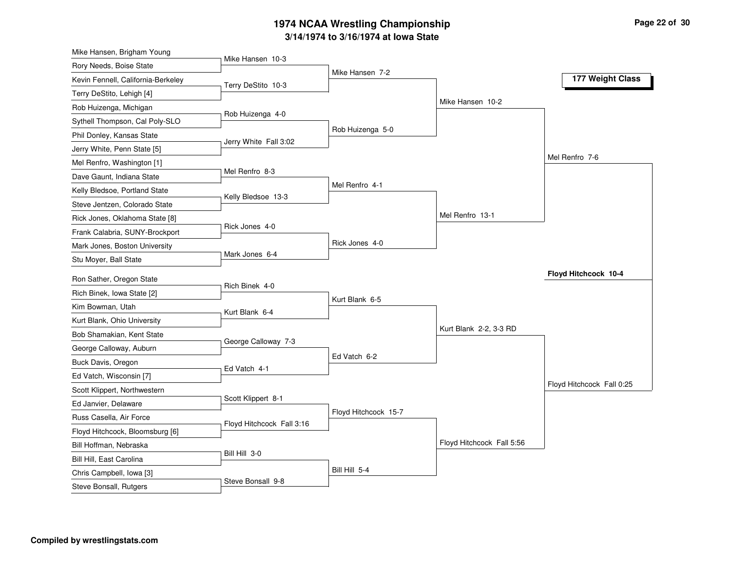# 1974 NCAA Wrestling Championship

## 3/14/1974 to 3/16/1974 at Iowa State

### 177 Weight Class

| First Round | Second Round | Quarterfinals | Semifinals | Finals |
|---|---|---|---|---|
| Mike Hansen, Brigham Young | | | | |
| Rory Needs, Boise State | Mike Hansen 10-3 | | | |
| Kevin Fennell, California-Berkeley | | Mike Hansen 7-2 | | |
| Terry DeStito, Lehigh [4] | Terry DeStito 10-3 | | | |
| Rob Huizenga, Michigan | | | Mike Hansen 10-2 | |
| Sythell Thompson, Cal Poly-SLO | Rob Huizenga 4-0 | | | |
| Phil Donley, Kansas State | | Rob Huizenga 5-0 | | |
| Jerry White, Penn State [5] | Jerry White Fall 3:02 | | | |
| Mel Renfro, Washington [1] | | | | Mel Renfro 7-6 |
| Dave Gaunt, Indiana State | Mel Renfro 8-3 | | | |
| Kelly Bledsoe, Portland State | | Mel Renfro 4-1 | | |
| Steve Jentzen, Colorado State | Kelly Bledsoe 13-3 | | | |
| Rick Jones, Oklahoma State [8] | | | Mel Renfro 13-1 | |
| Frank Calabria, SUNY-Brockport | Rick Jones 4-0 | | | |
| Mark Jones, Boston University | | Rick Jones 4-0 | | |
| Stu Moyer, Ball State | Mark Jones 6-4 | | | |
| Ron Sather, Oregon State | | | | |
| Rich Binek, Iowa State [2] | Rich Binek 4-0 | | | |
| Kim Bowman, Utah | | Kurt Blank 6-5 | | |
| Kurt Blank, Ohio University | Kurt Blank 6-4 | | | |
| Bob Shamakian, Kent State | | | Kurt Blank 2-2, 3-3 RD | |
| George Calloway, Auburn | George Calloway 7-3 | | | |
| Buck Davis, Oregon | | Ed Vatch 6-2 | | |
| Ed Vatch, Wisconsin [7] | Ed Vatch 4-1 | | | |
| Scott Klippert, Northwestern | | | | Floyd Hitchcock Fall 0:25 |
| Ed Janvier, Delaware | Scott Klippert 8-1 | | | |
| Russ Casella, Air Force | | Floyd Hitchcock 15-7 | | |
| Floyd Hitchcock, Bloomsburg [6] | Floyd Hitchcock Fall 3:16 | | | |
| Bill Hoffman, Nebraska | | | Floyd Hitchcock Fall 5:56 | |
| Bill Hill, East Carolina | Bill Hill 3-0 | | | |
| Chris Campbell, Iowa [3] | | Bill Hill 5-4 | | |
| Steve Bonsall, Rutgers | Steve Bonsall 9-8 | | | |

**Champion: Floyd Hitchcock 10-4**

**Compiled by wrestlingstats.com**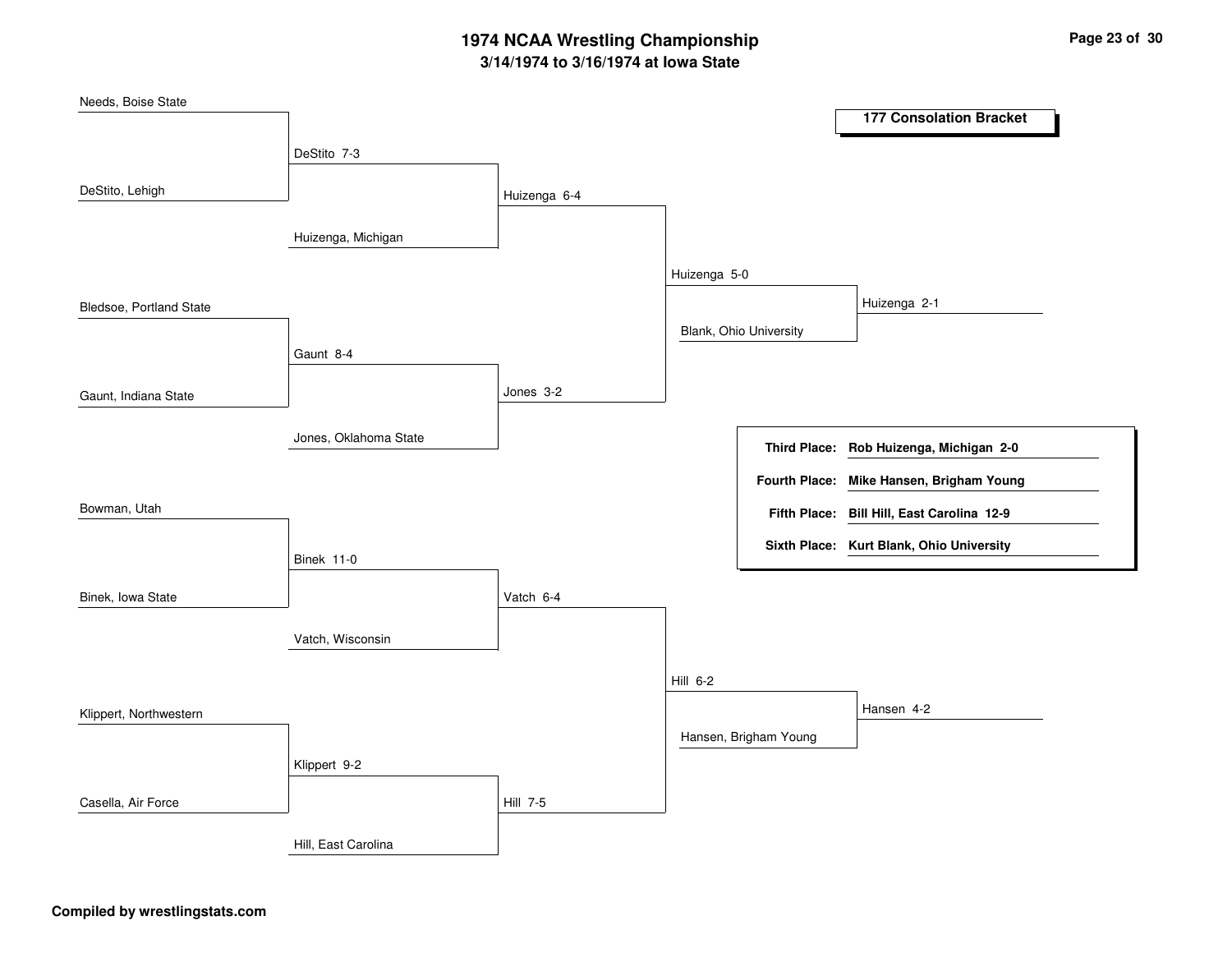# 1974 NCAA Wrestling Championship

## 3/14/1974 to 3/16/1974 at Iowa State

### 177 Consolation Bracket

**Round 1**

- Needs, Boise State vs. DeStito, Lehigh — DeStito 7-3
- Bledsoe, Portland State vs. Gaunt, Indiana State — Gaunt 8-4
- Bowman, Utah vs. Binek, Iowa State — Binek 11-0
- Klippert, Northwestern vs. Casella, Air Force — Klippert 9-2

**Round 2**

- DeStito vs. Huizenga, Michigan — Huizenga 6-4
- Gaunt vs. Jones, Oklahoma State — Jones 3-2
- Binek vs. Vatch, Wisconsin — Vatch 6-4
- Klippert vs. Hill, East Carolina — Hill 7-5

**Round 3**

- Huizenga vs. Jones — Huizenga 5-0
- Vatch vs. Hill — Hill 6-2

**Round 4**

- Huizenga vs. Blank, Ohio University — Huizenga 2-1
- Hill vs. Hansen, Brigham Young — Hansen 4-2

| | |
|---|---|
| **Third Place:** | **Rob Huizenga, Michigan 2-0** |
| **Fourth Place:** | **Mike Hansen, Brigham Young** |
| **Fifth Place:** | **Bill Hill, East Carolina 12-9** |
| **Sixth Place:** | **Kurt Blank, Ohio University** |

**Compiled by wrestlingstats.com**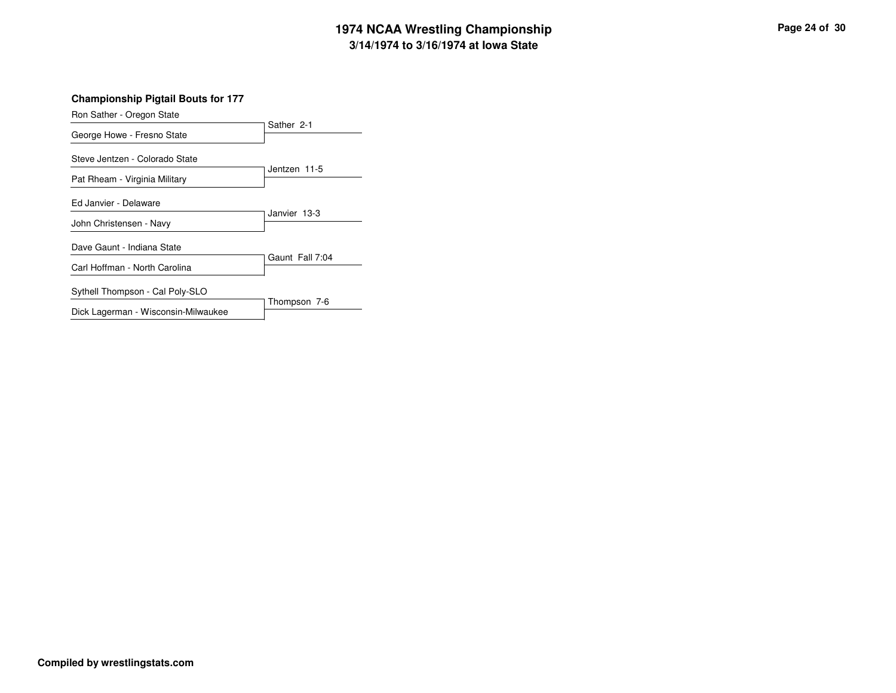## Championship Pigtail Bouts for 177

| Wrestler 1 | Wrestler 2 | Result |
| --- | --- | --- |
| Ron Sather - Oregon State | George Howe - Fresno State | Sather 2-1 |
| Steve Jentzen - Colorado State | Pat Rheam - Virginia Military | Jentzen 11-5 |
| Ed Janvier - Delaware | John Christensen - Navy | Janvier 13-3 |
| Dave Gaunt - Indiana State | Carl Hoffman - North Carolina | Gaunt Fall 7:04 |
| Sythell Thompson - Cal Poly-SLO | Dick Lagerman - Wisconsin-Milwaukee | Thompson 7-6 |

**Compiled by wrestlingstats.com**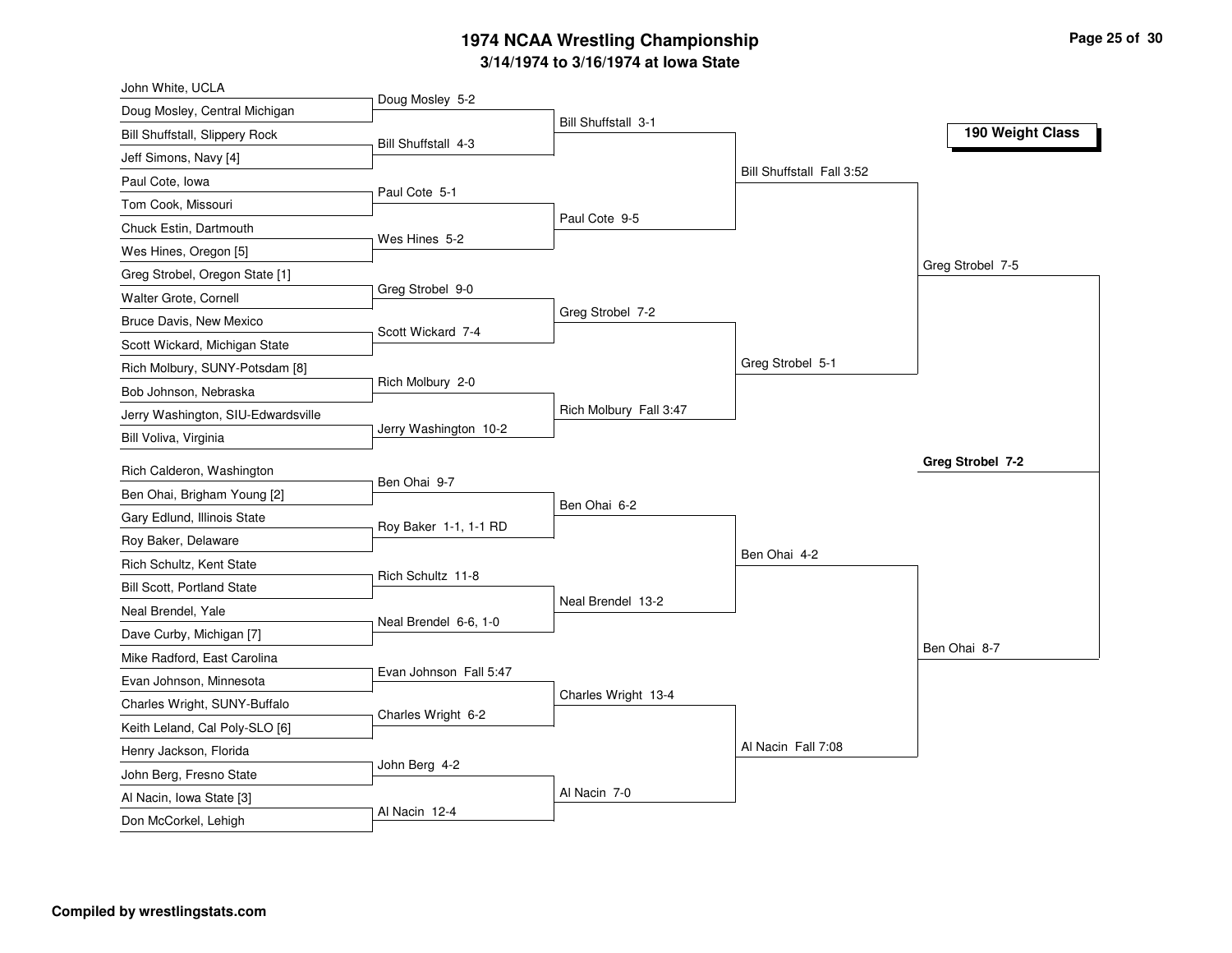# 1974 NCAA Wrestling Championship

## 3/14/1974 to 3/16/1974 at Iowa State

### 190 Weight Class

**First Round**

| Wrestler | Wrestler | Winner |
|---|---|---|
| John White, UCLA | Doug Mosley, Central Michigan | Doug Mosley 5-2 |
| Bill Shuffstall, Slippery Rock | Jeff Simons, Navy [4] | Bill Shuffstall 4-3 |
| Paul Cote, Iowa | Tom Cook, Missouri | Paul Cote 5-1 |
| Chuck Estin, Dartmouth | Wes Hines, Oregon [5] | Wes Hines 5-2 |
| Greg Strobel, Oregon State [1] | Walter Grote, Cornell | Greg Strobel 9-0 |
| Bruce Davis, New Mexico | Scott Wickard, Michigan State | Scott Wickard 7-4 |
| Rich Molbury, SUNY-Potsdam [8] | Bob Johnson, Nebraska | Rich Molbury 2-0 |
| Jerry Washington, SIU-Edwardsville | Bill Voliva, Virginia | Jerry Washington 10-2 |
| Rich Calderon, Washington | Ben Ohai, Brigham Young [2] | Ben Ohai 9-7 |
| Gary Edlund, Illinois State | Roy Baker, Delaware | Roy Baker 1-1, 1-1 RD |
| Rich Schultz, Kent State | Bill Scott, Portland State | Rich Schultz 11-8 |
| Neal Brendel, Yale | Dave Curby, Michigan [7] | Neal Brendel 6-6, 1-0 |
| Mike Radford, East Carolina | Evan Johnson, Minnesota | Evan Johnson Fall 5:47 |
| Charles Wright, SUNY-Buffalo | Keith Leland, Cal Poly-SLO [6] | Charles Wright 6-2 |
| Henry Jackson, Florida | John Berg, Fresno State | John Berg 4-2 |
| Al Nacin, Iowa State [3] | Don McCorkel, Lehigh | Al Nacin 12-4 |

**Second Round**

- Bill Shuffstall 3-1
- Paul Cote 9-5
- Greg Strobel 7-2
- Rich Molbury Fall 3:47
- Ben Ohai 6-2
- Neal Brendel 13-2
- Charles Wright 13-4
- Al Nacin 7-0

**Quarterfinals**

- Bill Shuffstall Fall 3:52
- Greg Strobel 5-1
- Ben Ohai 4-2
- Al Nacin Fall 7:08

**Semifinals**

- Greg Strobel 7-5
- Ben Ohai 8-7

**Final**

- **Greg Strobel 7-2**

Compiled by wrestlingstats.com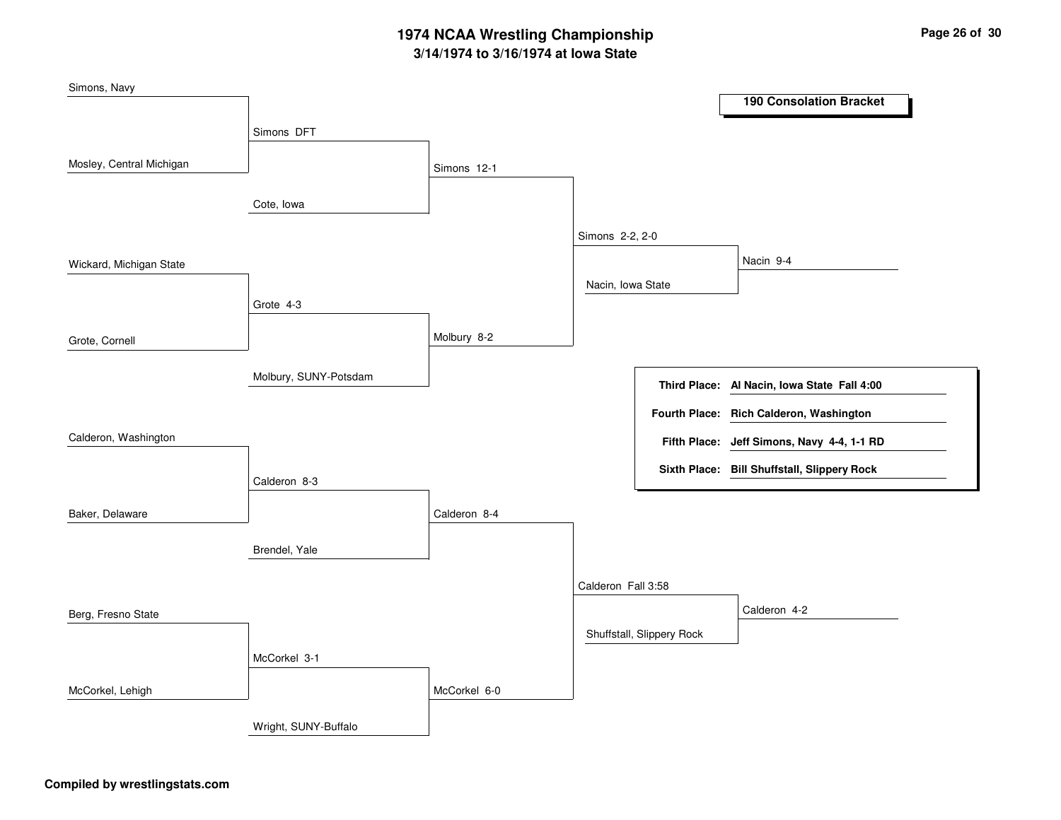# 1974 NCAA Wrestling Championship

## 3/14/1974 to 3/16/1974 at Iowa State

### 190 Consolation Bracket

**First Round**
- Simons, Navy vs Mosley, Central Michigan — Simons DFT
- Wickard, Michigan State vs Grote, Cornell — Grote 4-3
- Calderon, Washington vs Baker, Delaware — Calderon 8-3
- Berg, Fresno State vs McCorkel, Lehigh — McCorkel 3-1

**Second Round**
- Simons vs Cote, Iowa — Simons 12-1
- Grote vs Molbury, SUNY-Potsdam — Molbury 8-2
- Calderon vs Brendel, Yale — Calderon 8-4
- McCorkel vs Wright, SUNY-Buffalo — McCorkel 6-0

**Third Round**
- Simons vs Molbury — Simons 2-2, 2-0
- Calderon vs McCorkel — Calderon Fall 3:58

**Consolation Semifinals**
- Simons vs Nacin, Iowa State — Nacin 9-4
- Calderon vs Shuffstall, Slippery Rock — Calderon 4-2

| | |
|---|---|
| **Third Place:** | **Al Nacin, Iowa State Fall 4:00** |
| **Fourth Place:** | **Rich Calderon, Washington** |
| **Fifth Place:** | **Jeff Simons, Navy 4-4, 1-1 RD** |
| **Sixth Place:** | **Bill Shuffstall, Slippery Rock** |

**Compiled by wrestlingstats.com**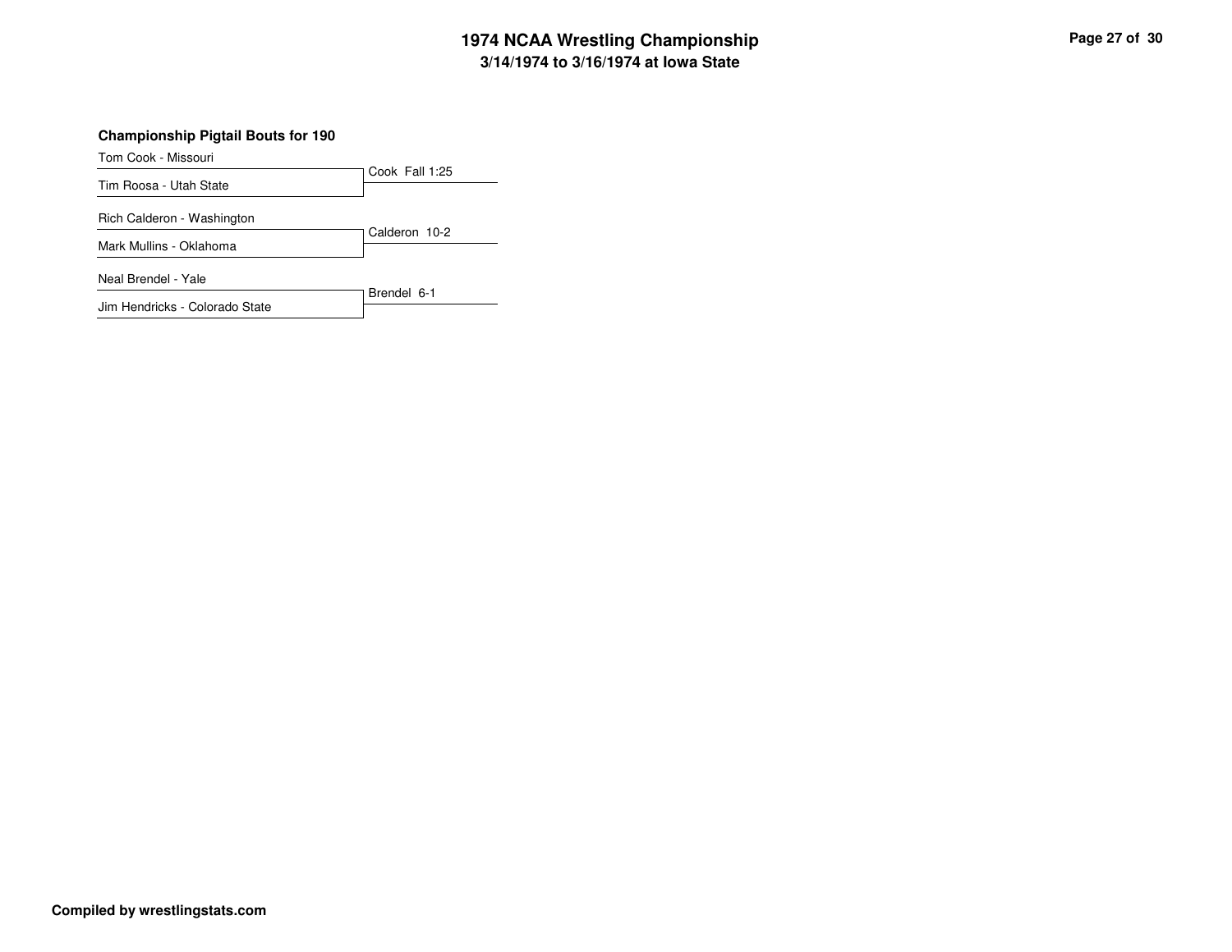# 1974 NCAA Wrestling Championship
## 3/14/1974 to 3/16/1974 at Iowa State

### Championship Pigtail Bouts for 190

| Wrestlers | Result |
|---|---|
| Tom Cook - Missouri<br>Tim Roosa - Utah State | Cook Fall 1:25 |
| Rich Calderon - Washington<br>Mark Mullins - Oklahoma | Calderon 10-2 |
| Neal Brendel - Yale<br>Jim Hendricks - Colorado State | Brendel 6-1 |

**Compiled by wrestlingstats.com**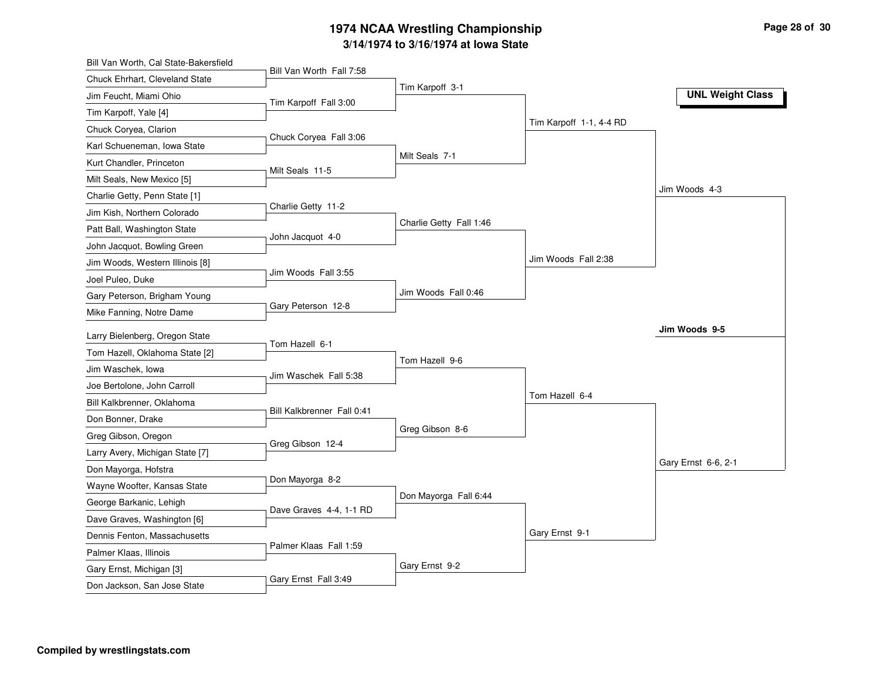# 1974 NCAA Wrestling Championship

## 3/14/1974 to 3/16/1974 at Iowa State

**UNL Weight Class**

### First Round

- Bill Van Worth, Cal State-Bakersfield vs. Chuck Ehrhart, Cleveland State — Bill Van Worth Fall 7:58
- Jim Feucht, Miami Ohio vs. Tim Karpoff, Yale [4] — Tim Karpoff Fall 3:00
- Chuck Coryea, Clarion vs. Karl Schueneman, Iowa State — Chuck Coryea Fall 3:06
- Kurt Chandler, Princeton vs. Milt Seals, New Mexico [5] — Milt Seals 11-5
- Charlie Getty, Penn State [1] vs. Jim Kish, Northern Colorado — Charlie Getty 11-2
- Patt Ball, Washington State vs. John Jacquot, Bowling Green — John Jacquot 4-0
- Jim Woods, Western Illinois [8] vs. Joel Puleo, Duke — Jim Woods Fall 3:55
- Gary Peterson, Brigham Young vs. Mike Fanning, Notre Dame — Gary Peterson 12-8
- Larry Bielenberg, Oregon State vs. Tom Hazell, Oklahoma State [2] — Tom Hazell 6-1
- Jim Waschek, Iowa vs. Joe Bertolone, John Carroll — Jim Waschek Fall 5:38
- Bill Kalkbrenner, Oklahoma vs. Don Bonner, Drake — Bill Kalkbrenner Fall 0:41
- Greg Gibson, Oregon vs. Larry Avery, Michigan State [7] — Greg Gibson 12-4
- Don Mayorga, Hofstra vs. Wayne Woofter, Kansas State — Don Mayorga 8-2
- George Barkanic, Lehigh vs. Dave Graves, Washington [6] — Dave Graves 4-4, 1-1 RD
- Dennis Fenton, Massachusetts vs. Palmer Klaas, Illinois — Palmer Klaas Fall 1:59
- Gary Ernst, Michigan [3] vs. Don Jackson, San Jose State — Gary Ernst Fall 3:49

### Second Round

- Tim Karpoff 3-1
- Milt Seals 7-1
- Charlie Getty Fall 1:46
- Jim Woods Fall 0:46
- Tom Hazell 9-6
- Greg Gibson 8-6
- Don Mayorga Fall 6:44
- Gary Ernst 9-2

### Quarterfinals

- Tim Karpoff 1-1, 4-4 RD
- Jim Woods Fall 2:38
- Tom Hazell 6-4
- Gary Ernst 9-1

### Semifinals

- Jim Woods 4-3
- Gary Ernst 6-6, 2-1

### Final

**Jim Woods 9-5**

**Compiled by wrestlingstats.com**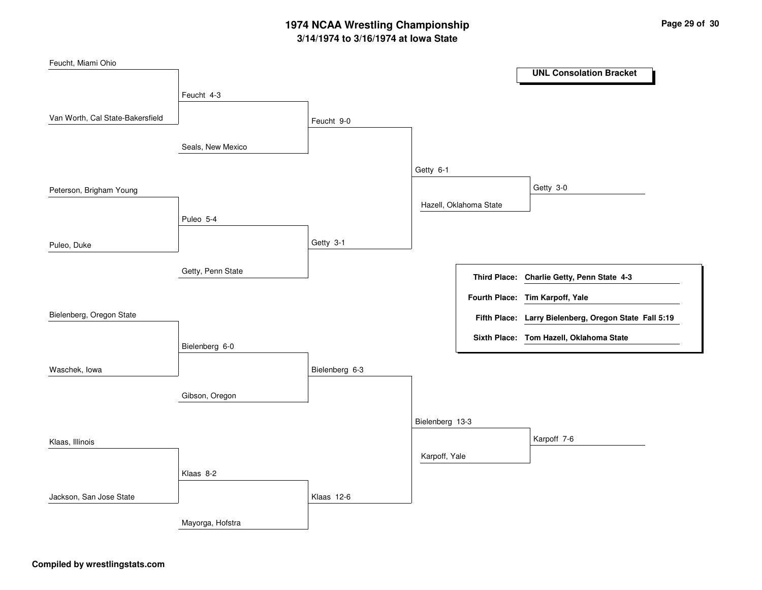# 1974 NCAA Wrestling Championship

## 3/14/1974 to 3/16/1974 at Iowa State

### UNL Consolation Bracket

**Round 1**

- Feucht, Miami Ohio vs. Van Worth, Cal State-Bakersfield — Feucht 4-3
- Peterson, Brigham Young vs. Puleo, Duke — Puleo 5-4
- Bielenberg, Oregon State vs. Waschek, Iowa — Bielenberg 6-0
- Klaas, Illinois vs. Jackson, San Jose State — Klaas 8-2

**Round 2**

- Feucht vs. Seals, New Mexico — Feucht 9-0
- Puleo vs. Getty, Penn State — Getty 3-1
- Bielenberg vs. Gibson, Oregon — Bielenberg 6-3
- Klaas vs. Mayorga, Hofstra — Klaas 12-6

**Round 3**

- Feucht vs. Getty — Getty 6-1
- Bielenberg vs. Klaas — Bielenberg 13-3

**Round 4**

- Getty vs. Hazell, Oklahoma State — Getty 3-0
- Bielenberg vs. Karpoff, Yale — Karpoff 7-6

| | |
|---|---|
| **Third Place:** | **Charlie Getty, Penn State 4-3** |
| **Fourth Place:** | **Tim Karpoff, Yale** |
| **Fifth Place:** | **Larry Bielenberg, Oregon State Fall 5:19** |
| **Sixth Place:** | **Tom Hazell, Oklahoma State** |

**Compiled by wrestlingstats.com**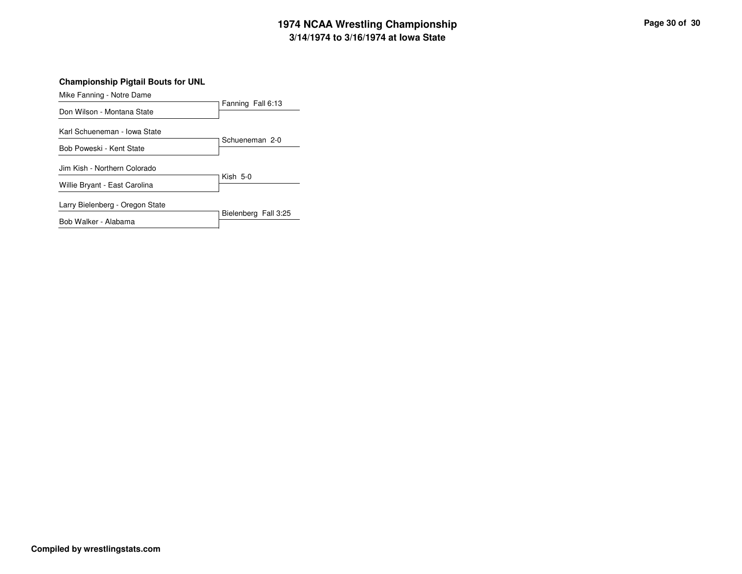# 1974 NCAA Wrestling Championship

## 3/14/1974 to 3/16/1974 at Iowa State

### Championship Pigtail Bouts for UNL

Mike Fanning - Notre Dame
Don Wilson - Montana State
Fanning Fall 6:13

Karl Schueneman - Iowa State
Bob Poweski - Kent State
Schueneman 2-0

Jim Kish - Northern Colorado
Willie Bryant - East Carolina
Kish 5-0

Larry Bielenberg - Oregon State
Bob Walker - Alabama
Bielenberg Fall 3:25

**Compiled by wrestlingstats.com**